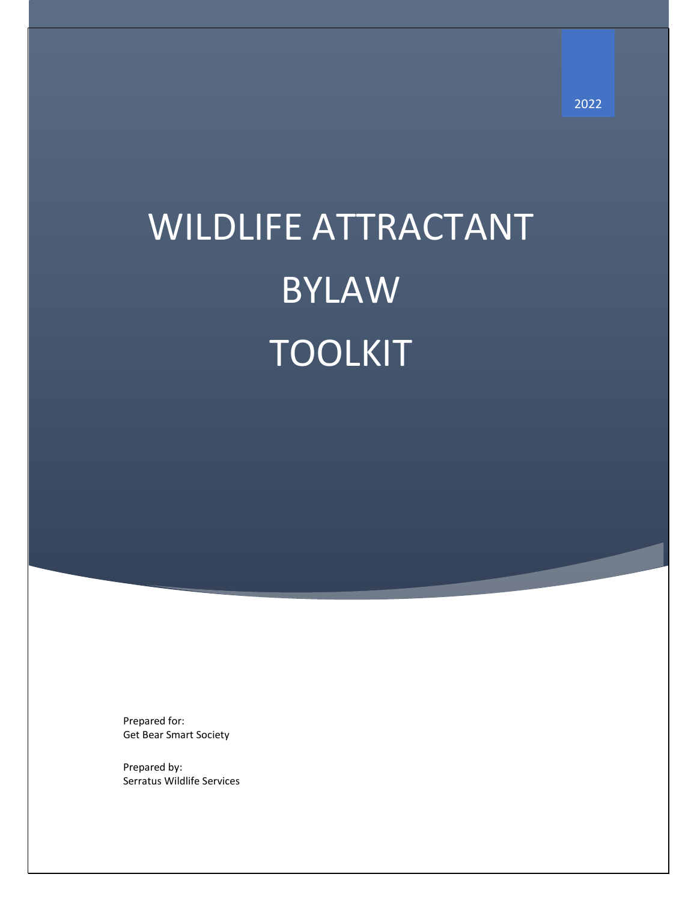2022

# WILDLIFE ATTRACTANT BYLAW TOOLKIT

Prepared for:
Get Bear Smart Society

Prepared by:
Serratus Wildlife Services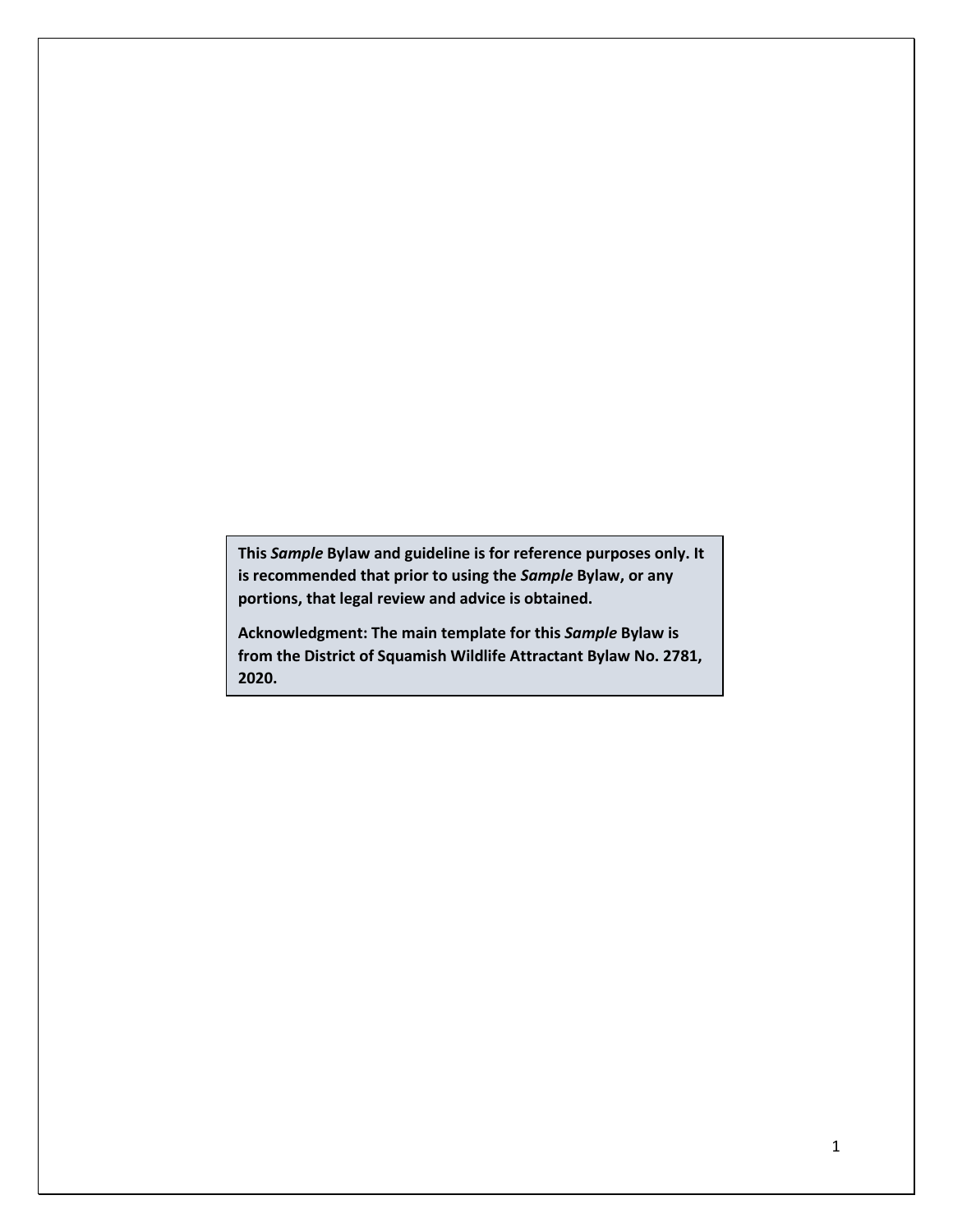**This *Sample* Bylaw and guideline is for reference purposes only. It is recommended that prior to using the *Sample* Bylaw, or any portions, that legal review and advice is obtained.**

**Acknowledgment: The main template for this *Sample* Bylaw is from the District of Squamish Wildlife Attractant Bylaw No. 2781, 2020.**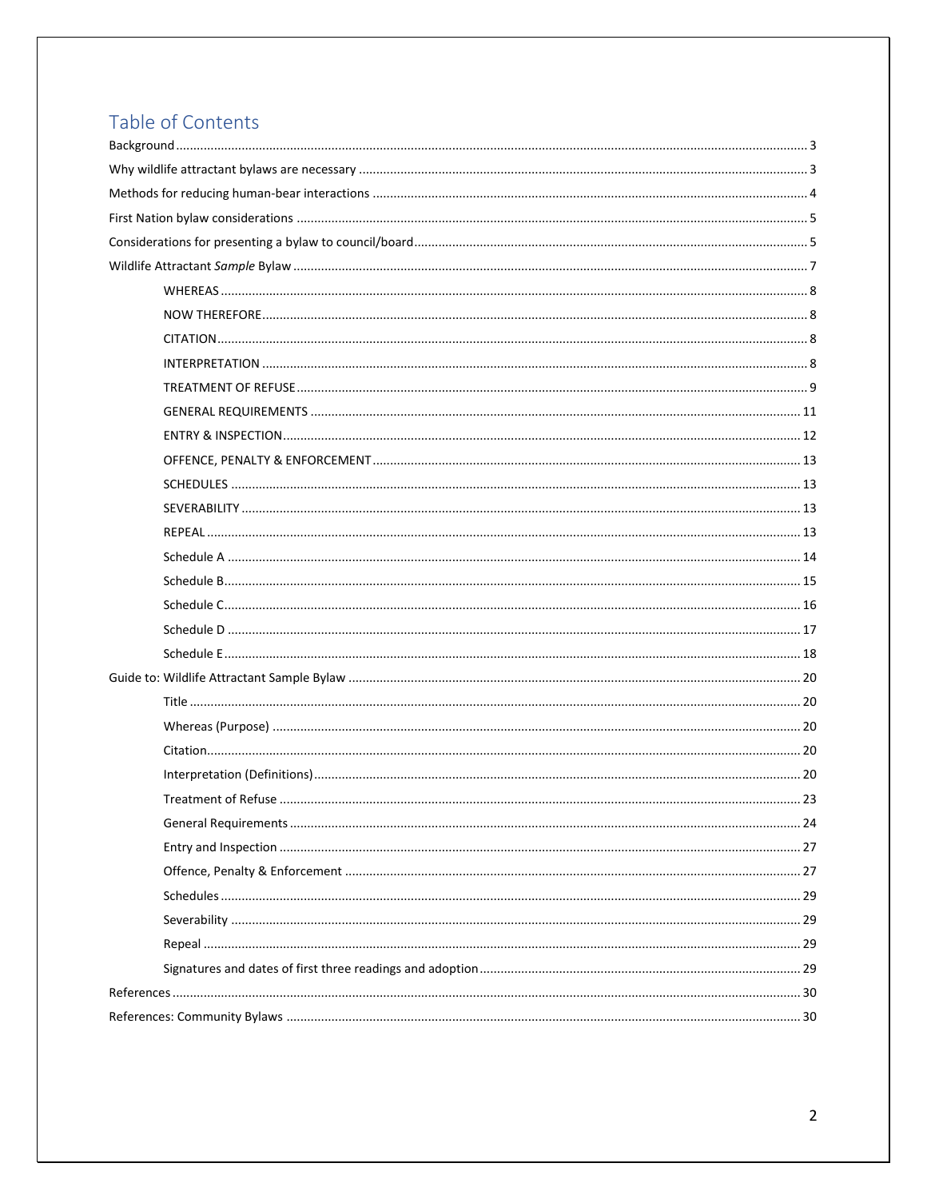## Table of Contents

- Background ..... 3
- Why wildlife attractant bylaws are necessary ..... 3
- Methods for reducing human-bear interactions ..... 4
- First Nation bylaw considerations ..... 5
- Considerations for presenting a bylaw to council/board ..... 5
- Wildlife Attractant *Sample* Bylaw ..... 7
    - WHEREAS ..... 8
    - NOW THEREFORE ..... 8
    - CITATION ..... 8
    - INTERPRETATION ..... 8
    - TREATMENT OF REFUSE ..... 9
    - GENERAL REQUIREMENTS ..... 11
    - ENTRY & INSPECTION ..... 12
    - OFFENCE, PENALTY & ENFORCEMENT ..... 13
    - SCHEDULES ..... 13
    - SEVERABILITY ..... 13
    - REPEAL ..... 13
    - Schedule A ..... 14
    - Schedule B ..... 15
    - Schedule C ..... 16
    - Schedule D ..... 17
    - Schedule E ..... 18
- Guide to: Wildlife Attractant Sample Bylaw ..... 20
    - Title ..... 20
    - Whereas (Purpose) ..... 20
    - Citation ..... 20
    - Interpretation (Definitions) ..... 20
    - Treatment of Refuse ..... 23
    - General Requirements ..... 24
    - Entry and Inspection ..... 27
    - Offence, Penalty & Enforcement ..... 27
    - Schedules ..... 29
    - Severability ..... 29
    - Repeal ..... 29
    - Signatures and dates of first three readings and adoption ..... 29
- References ..... 30
- References: Community Bylaws ..... 30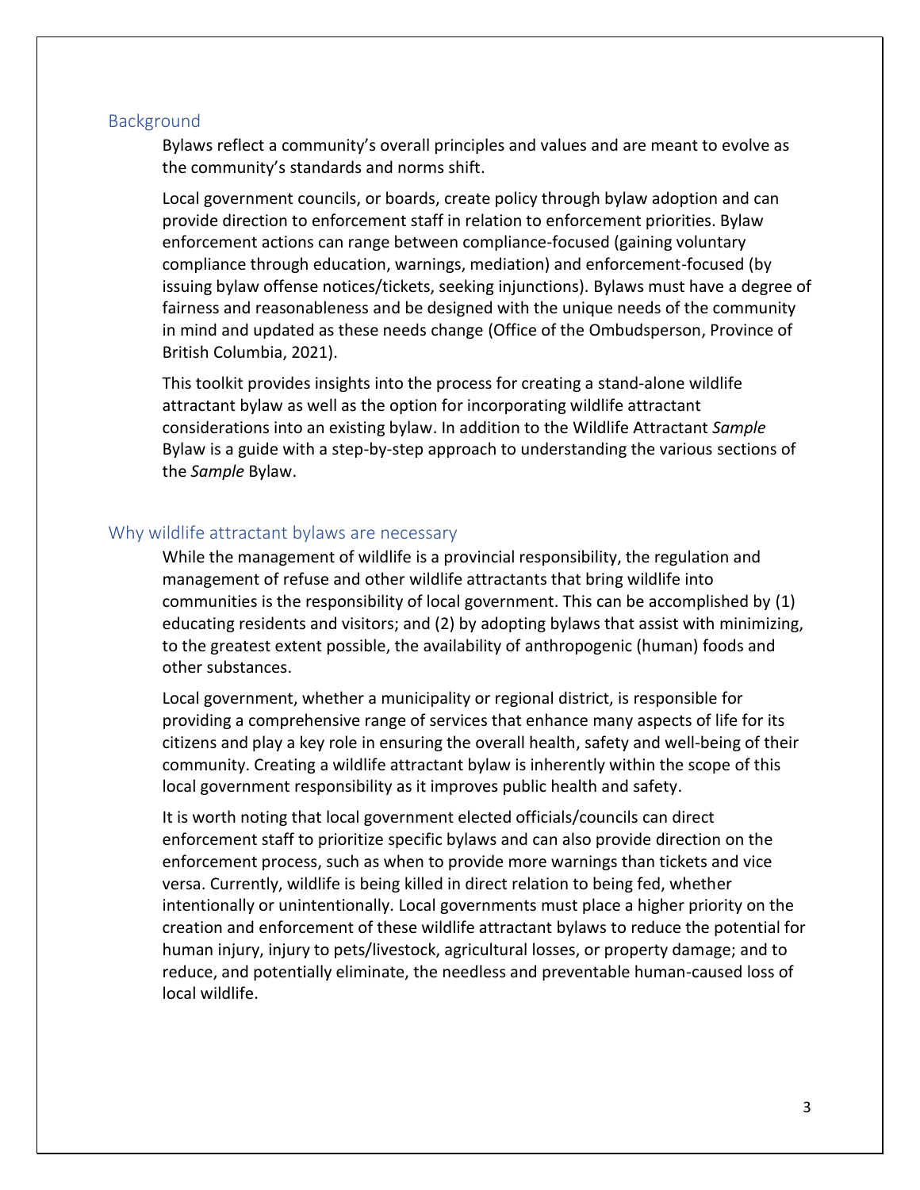## Background

Bylaws reflect a community's overall principles and values and are meant to evolve as the community's standards and norms shift.

Local government councils, or boards, create policy through bylaw adoption and can provide direction to enforcement staff in relation to enforcement priorities. Bylaw enforcement actions can range between compliance-focused (gaining voluntary compliance through education, warnings, mediation) and enforcement-focused (by issuing bylaw offense notices/tickets, seeking injunctions). Bylaws must have a degree of fairness and reasonableness and be designed with the unique needs of the community in mind and updated as these needs change (Office of the Ombudsperson, Province of British Columbia, 2021).

This toolkit provides insights into the process for creating a stand-alone wildlife attractant bylaw as well as the option for incorporating wildlife attractant considerations into an existing bylaw. In addition to the Wildlife Attractant *Sample* Bylaw is a guide with a step-by-step approach to understanding the various sections of the *Sample* Bylaw.

## Why wildlife attractant bylaws are necessary

While the management of wildlife is a provincial responsibility, the regulation and management of refuse and other wildlife attractants that bring wildlife into communities is the responsibility of local government. This can be accomplished by (1) educating residents and visitors; and (2) by adopting bylaws that assist with minimizing, to the greatest extent possible, the availability of anthropogenic (human) foods and other substances.

Local government, whether a municipality or regional district, is responsible for providing a comprehensive range of services that enhance many aspects of life for its citizens and play a key role in ensuring the overall health, safety and well-being of their community. Creating a wildlife attractant bylaw is inherently within the scope of this local government responsibility as it improves public health and safety.

It is worth noting that local government elected officials/councils can direct enforcement staff to prioritize specific bylaws and can also provide direction on the enforcement process, such as when to provide more warnings than tickets and vice versa. Currently, wildlife is being killed in direct relation to being fed, whether intentionally or unintentionally. Local governments must place a higher priority on the creation and enforcement of these wildlife attractant bylaws to reduce the potential for human injury, injury to pets/livestock, agricultural losses, or property damage; and to reduce, and potentially eliminate, the needless and preventable human-caused loss of local wildlife.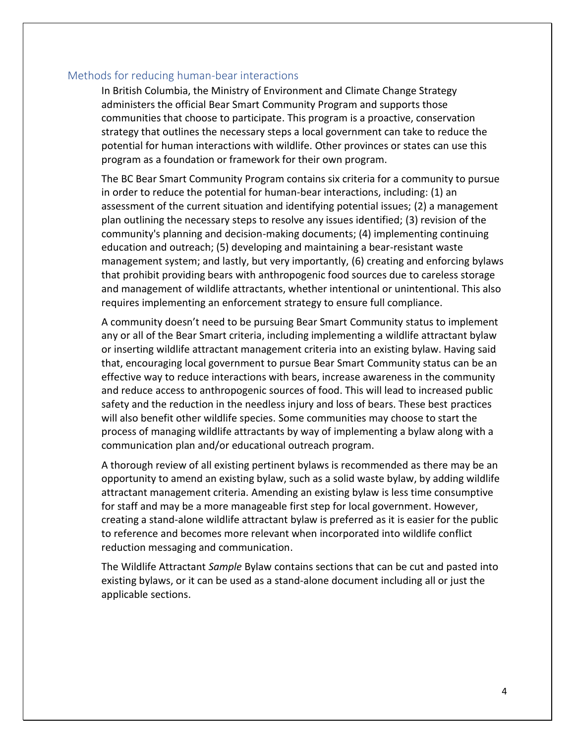## Methods for reducing human-bear interactions

In British Columbia, the Ministry of Environment and Climate Change Strategy administers the official Bear Smart Community Program and supports those communities that choose to participate. This program is a proactive, conservation strategy that outlines the necessary steps a local government can take to reduce the potential for human interactions with wildlife. Other provinces or states can use this program as a foundation or framework for their own program.

The BC Bear Smart Community Program contains six criteria for a community to pursue in order to reduce the potential for human-bear interactions, including: (1) an assessment of the current situation and identifying potential issues; (2) a management plan outlining the necessary steps to resolve any issues identified; (3) revision of the community's planning and decision-making documents; (4) implementing continuing education and outreach; (5) developing and maintaining a bear-resistant waste management system; and lastly, but very importantly, (6) creating and enforcing bylaws that prohibit providing bears with anthropogenic food sources due to careless storage and management of wildlife attractants, whether intentional or unintentional. This also requires implementing an enforcement strategy to ensure full compliance.

A community doesn't need to be pursuing Bear Smart Community status to implement any or all of the Bear Smart criteria, including implementing a wildlife attractant bylaw or inserting wildlife attractant management criteria into an existing bylaw. Having said that, encouraging local government to pursue Bear Smart Community status can be an effective way to reduce interactions with bears, increase awareness in the community and reduce access to anthropogenic sources of food. This will lead to increased public safety and the reduction in the needless injury and loss of bears. These best practices will also benefit other wildlife species. Some communities may choose to start the process of managing wildlife attractants by way of implementing a bylaw along with a communication plan and/or educational outreach program.

A thorough review of all existing pertinent bylaws is recommended as there may be an opportunity to amend an existing bylaw, such as a solid waste bylaw, by adding wildlife attractant management criteria. Amending an existing bylaw is less time consumptive for staff and may be a more manageable first step for local government. However, creating a stand-alone wildlife attractant bylaw is preferred as it is easier for the public to reference and becomes more relevant when incorporated into wildlife conflict reduction messaging and communication.

The Wildlife Attractant *Sample* Bylaw contains sections that can be cut and pasted into existing bylaws, or it can be used as a stand-alone document including all or just the applicable sections.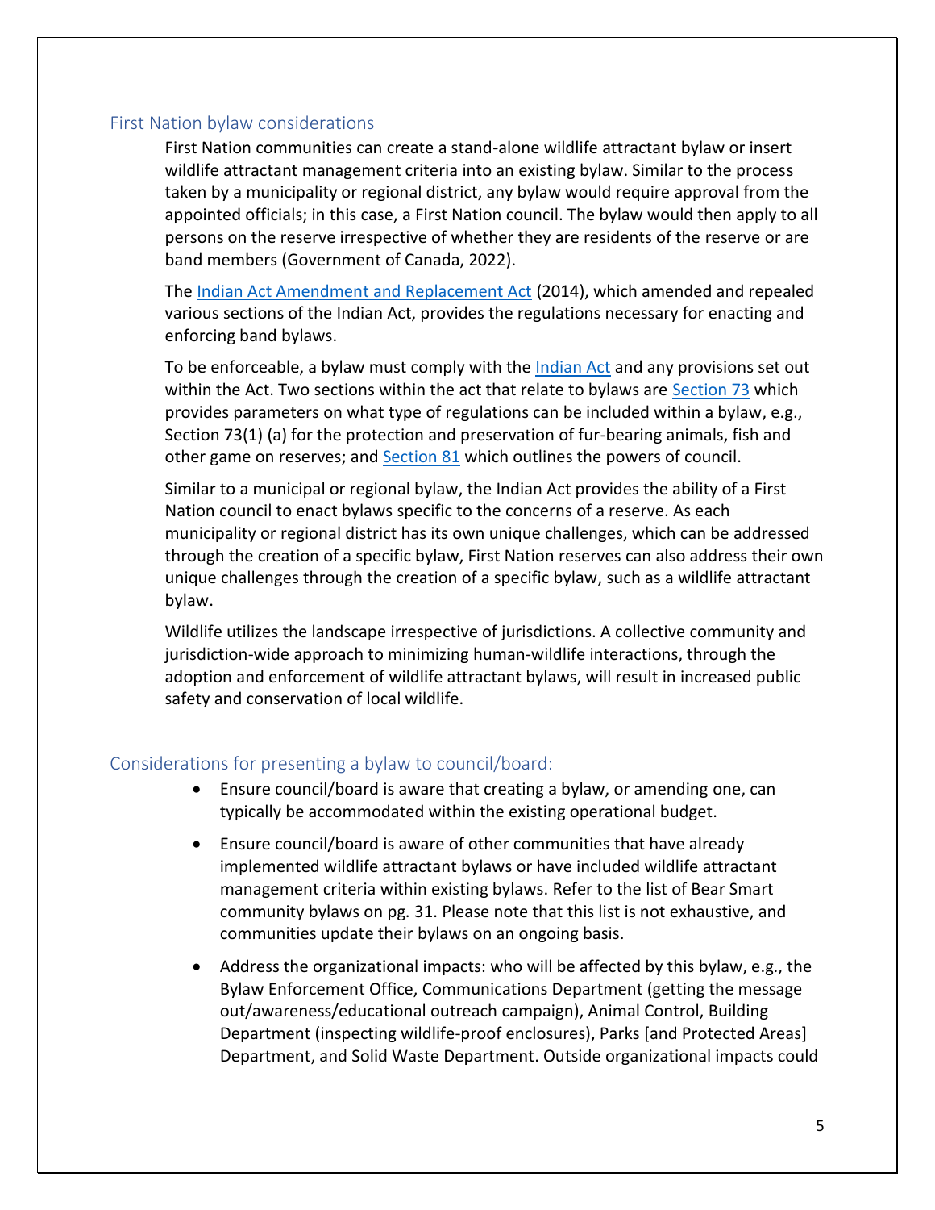## First Nation bylaw considerations

First Nation communities can create a stand-alone wildlife attractant bylaw or insert wildlife attractant management criteria into an existing bylaw. Similar to the process taken by a municipality or regional district, any bylaw would require approval from the appointed officials; in this case, a First Nation council. The bylaw would then apply to all persons on the reserve irrespective of whether they are residents of the reserve or are band members (Government of Canada, 2022).

The Indian Act Amendment and Replacement Act (2014), which amended and repealed various sections of the Indian Act, provides the regulations necessary for enacting and enforcing band bylaws.

To be enforceable, a bylaw must comply with the Indian Act and any provisions set out within the Act. Two sections within the act that relate to bylaws are Section 73 which provides parameters on what type of regulations can be included within a bylaw, e.g., Section 73(1) (a) for the protection and preservation of fur-bearing animals, fish and other game on reserves; and Section 81 which outlines the powers of council.

Similar to a municipal or regional bylaw, the Indian Act provides the ability of a First Nation council to enact bylaws specific to the concerns of a reserve. As each municipality or regional district has its own unique challenges, which can be addressed through the creation of a specific bylaw, First Nation reserves can also address their own unique challenges through the creation of a specific bylaw, such as a wildlife attractant bylaw.

Wildlife utilizes the landscape irrespective of jurisdictions. A collective community and jurisdiction-wide approach to minimizing human-wildlife interactions, through the adoption and enforcement of wildlife attractant bylaws, will result in increased public safety and conservation of local wildlife.

## Considerations for presenting a bylaw to council/board:

- Ensure council/board is aware that creating a bylaw, or amending one, can typically be accommodated within the existing operational budget.
- Ensure council/board is aware of other communities that have already implemented wildlife attractant bylaws or have included wildlife attractant management criteria within existing bylaws. Refer to the list of Bear Smart community bylaws on pg. 31. Please note that this list is not exhaustive, and communities update their bylaws on an ongoing basis.
- Address the organizational impacts: who will be affected by this bylaw, e.g., the Bylaw Enforcement Office, Communications Department (getting the message out/awareness/educational outreach campaign), Animal Control, Building Department (inspecting wildlife-proof enclosures), Parks [and Protected Areas] Department, and Solid Waste Department. Outside organizational impacts could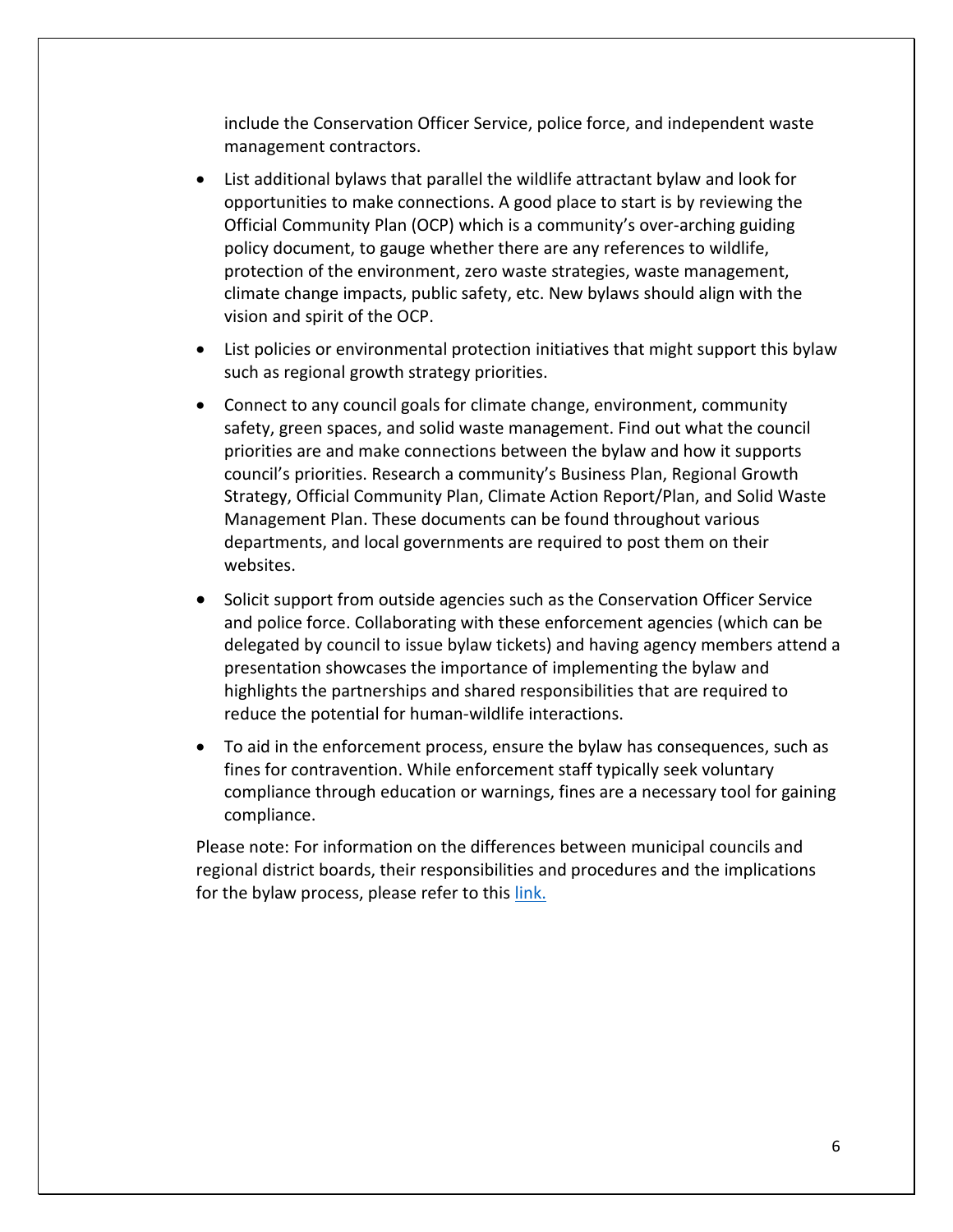include the Conservation Officer Service, police force, and independent waste management contractors.

- List additional bylaws that parallel the wildlife attractant bylaw and look for opportunities to make connections. A good place to start is by reviewing the Official Community Plan (OCP) which is a community's over-arching guiding policy document, to gauge whether there are any references to wildlife, protection of the environment, zero waste strategies, waste management, climate change impacts, public safety, etc. New bylaws should align with the vision and spirit of the OCP.
- List policies or environmental protection initiatives that might support this bylaw such as regional growth strategy priorities.
- Connect to any council goals for climate change, environment, community safety, green spaces, and solid waste management. Find out what the council priorities are and make connections between the bylaw and how it supports council's priorities. Research a community's Business Plan, Regional Growth Strategy, Official Community Plan, Climate Action Report/Plan, and Solid Waste Management Plan. These documents can be found throughout various departments, and local governments are required to post them on their websites.
- Solicit support from outside agencies such as the Conservation Officer Service and police force. Collaborating with these enforcement agencies (which can be delegated by council to issue bylaw tickets) and having agency members attend a presentation showcases the importance of implementing the bylaw and highlights the partnerships and shared responsibilities that are required to reduce the potential for human-wildlife interactions.
- To aid in the enforcement process, ensure the bylaw has consequences, such as fines for contravention. While enforcement staff typically seek voluntary compliance through education or warnings, fines are a necessary tool for gaining compliance.

Please note: For information on the differences between municipal councils and regional district boards, their responsibilities and procedures and the implications for the bylaw process, please refer to this link.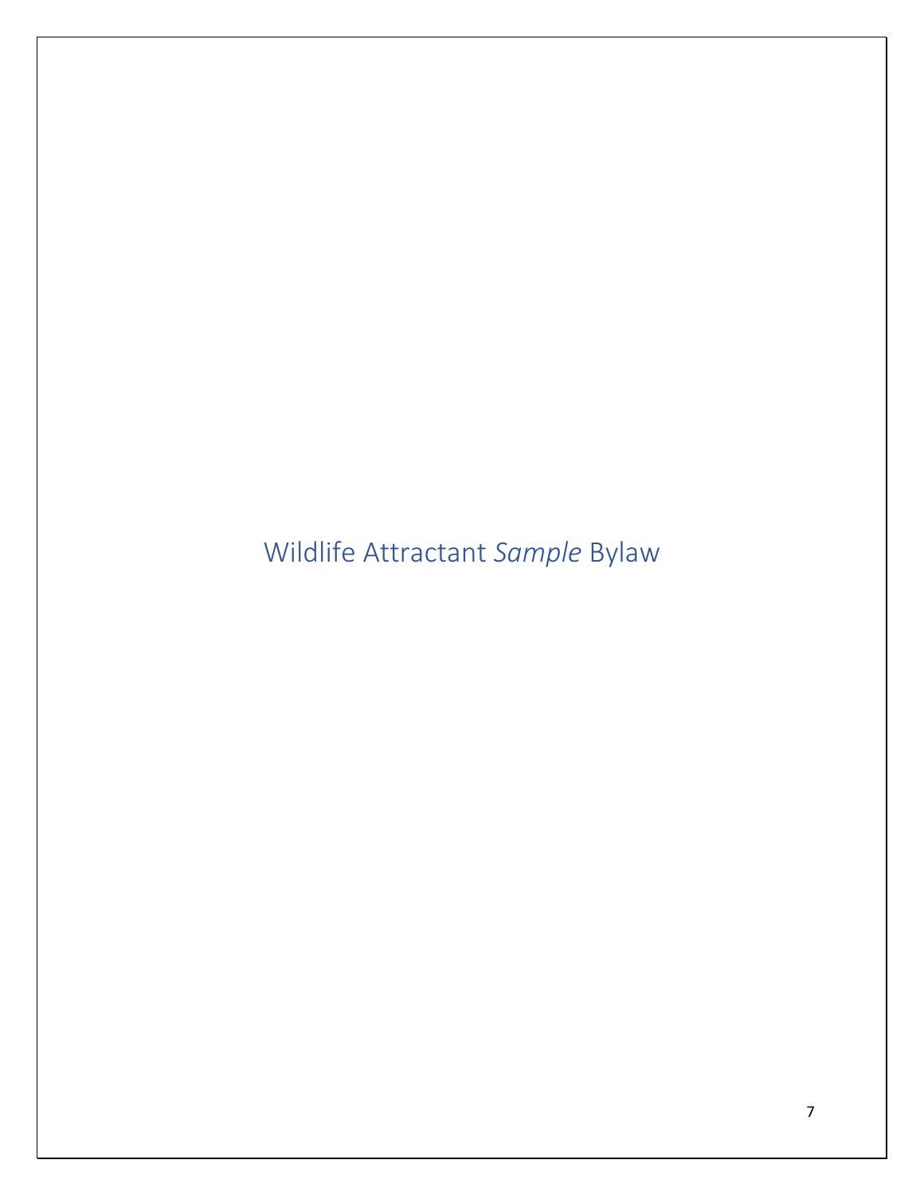# Wildlife Attractant *Sample* Bylaw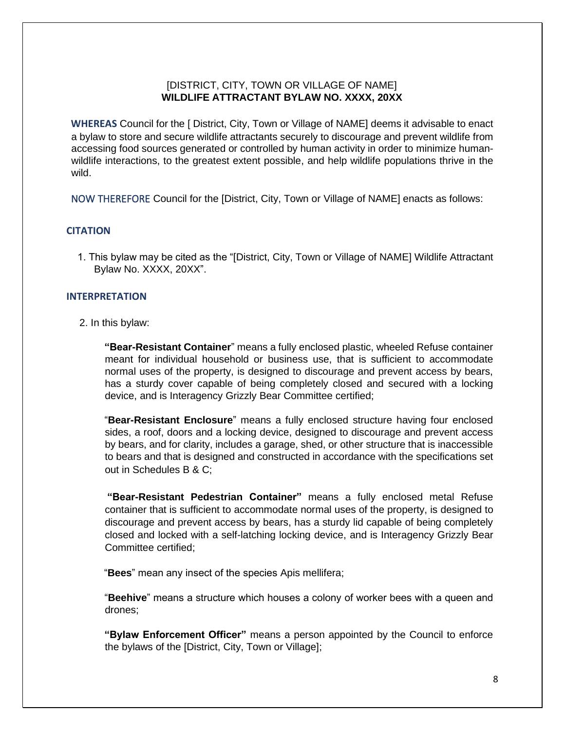[DISTRICT, CITY, TOWN OR VILLAGE OF NAME]
**WILDLIFE ATTRACTANT BYLAW NO. XXXX, 20XX**

**WHEREAS** Council for the [ District, City, Town or Village of NAME] deems it advisable to enact a bylaw to store and secure wildlife attractants securely to discourage and prevent wildlife from accessing food sources generated or controlled by human activity in order to minimize human-wildlife interactions, to the greatest extent possible, and help wildlife populations thrive in the wild.

NOW THEREFORE Council for the [District, City, Town or Village of NAME] enacts as follows:

## CITATION

1. This bylaw may be cited as the "[District, City, Town or Village of NAME] Wildlife Attractant Bylaw No. XXXX, 20XX".

## INTERPRETATION

2. In this bylaw:

**"Bear-Resistant Container"** means a fully enclosed plastic, wheeled Refuse container meant for individual household or business use, that is sufficient to accommodate normal uses of the property, is designed to discourage and prevent access by bears, has a sturdy cover capable of being completely closed and secured with a locking device, and is Interagency Grizzly Bear Committee certified;

"**Bear-Resistant Enclosure**" means a fully enclosed structure having four enclosed sides, a roof, doors and a locking device, designed to discourage and prevent access by bears, and for clarity, includes a garage, shed, or other structure that is inaccessible to bears and that is designed and constructed in accordance with the specifications set out in Schedules B & C;

**"Bear-Resistant Pedestrian Container"** means a fully enclosed metal Refuse container that is sufficient to accommodate normal uses of the property, is designed to discourage and prevent access by bears, has a sturdy lid capable of being completely closed and locked with a self-latching locking device, and is Interagency Grizzly Bear Committee certified;

"**Bees**" mean any insect of the species Apis mellifera;

"**Beehive**" means a structure which houses a colony of worker bees with a queen and drones;

**"Bylaw Enforcement Officer"** means a person appointed by the Council to enforce the bylaws of the [District, City, Town or Village];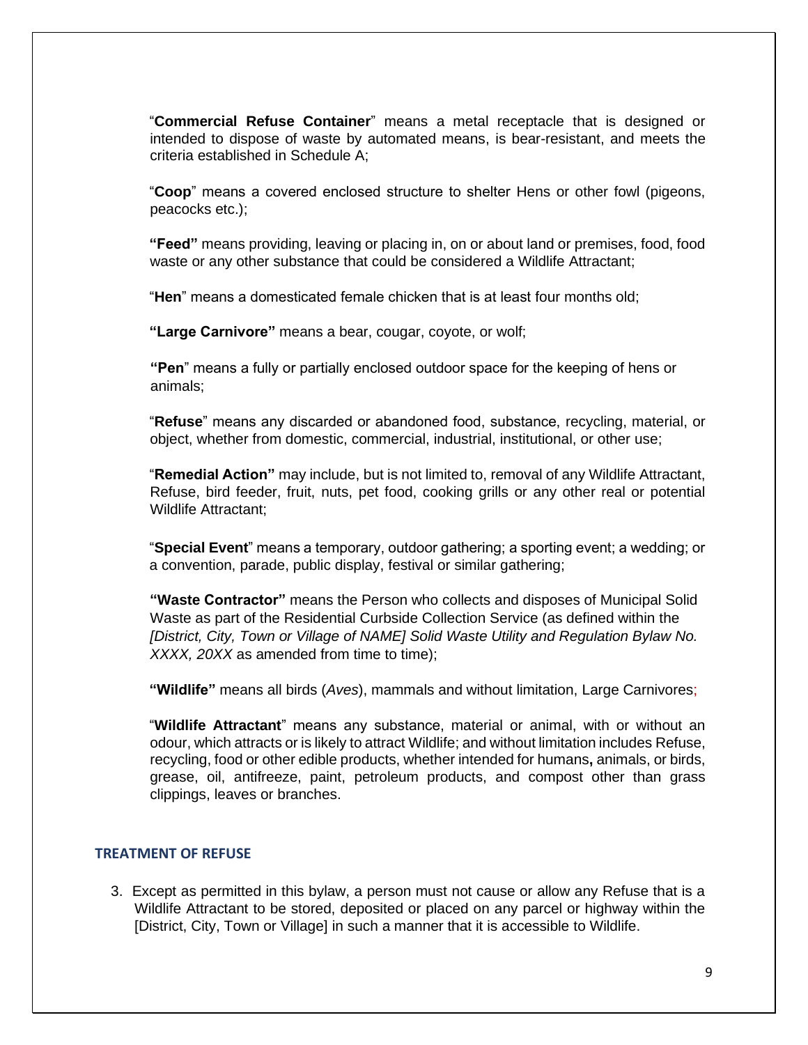"**Commercial Refuse Container**" means a metal receptacle that is designed or intended to dispose of waste by automated means, is bear-resistant, and meets the criteria established in Schedule A;

"**Coop**" means a covered enclosed structure to shelter Hens or other fowl (pigeons, peacocks etc.);

**"Feed"** means providing, leaving or placing in, on or about land or premises, food, food waste or any other substance that could be considered a Wildlife Attractant;

"**Hen**" means a domesticated female chicken that is at least four months old;

**"Large Carnivore"** means a bear, cougar, coyote, or wolf;

**"Pen**" means a fully or partially enclosed outdoor space for the keeping of hens or animals;

"**Refuse**" means any discarded or abandoned food, substance, recycling, material, or object, whether from domestic, commercial, industrial, institutional, or other use;

"**Remedial Action"** may include, but is not limited to, removal of any Wildlife Attractant, Refuse, bird feeder, fruit, nuts, pet food, cooking grills or any other real or potential Wildlife Attractant;

"**Special Event**" means a temporary, outdoor gathering; a sporting event; a wedding; or a convention, parade, public display, festival or similar gathering;

**"Waste Contractor"** means the Person who collects and disposes of Municipal Solid Waste as part of the Residential Curbside Collection Service (as defined within the *[District, City, Town or Village of NAME] Solid Waste Utility and Regulation Bylaw No. XXXX, 20XX* as amended from time to time);

**"Wildlife"** means all birds (*Aves*), mammals and without limitation, Large Carnivores;

"**Wildlife Attractant**" means any substance, material or animal, with or without an odour, which attracts or is likely to attract Wildlife; and without limitation includes Refuse, recycling, food or other edible products, whether intended for humans**,** animals, or birds, grease, oil, antifreeze, paint, petroleum products, and compost other than grass clippings, leaves or branches.

## TREATMENT OF REFUSE

3. Except as permitted in this bylaw, a person must not cause or allow any Refuse that is a Wildlife Attractant to be stored, deposited or placed on any parcel or highway within the [District, City, Town or Village] in such a manner that it is accessible to Wildlife.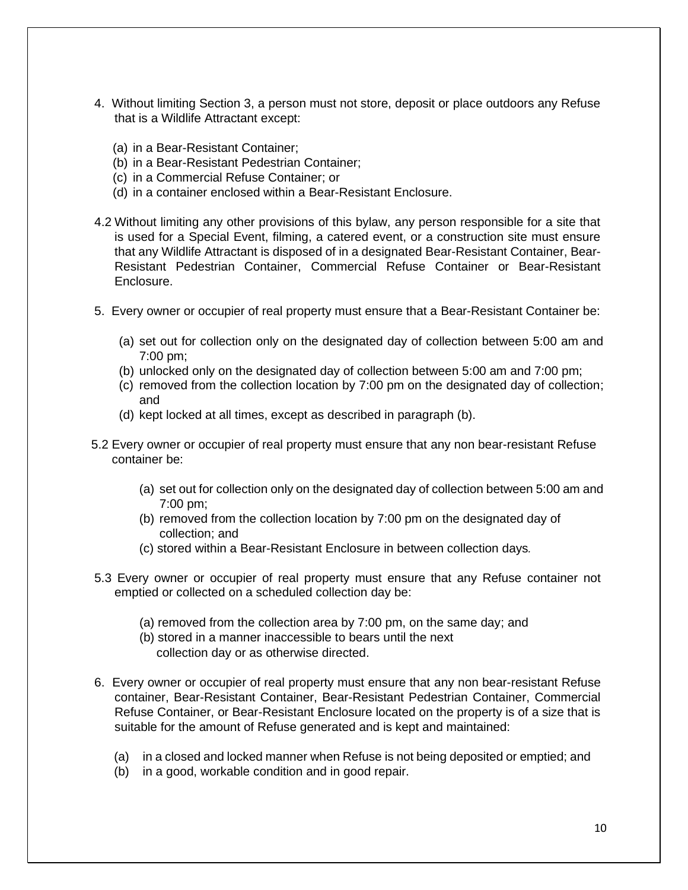4. Without limiting Section 3, a person must not store, deposit or place outdoors any Refuse that is a Wildlife Attractant except:

   (a) in a Bear-Resistant Container;
   (b) in a Bear-Resistant Pedestrian Container;
   (c) in a Commercial Refuse Container; or
   (d) in a container enclosed within a Bear-Resistant Enclosure.

4.2 Without limiting any other provisions of this bylaw, any person responsible for a site that is used for a Special Event, filming, a catered event, or a construction site must ensure that any Wildlife Attractant is disposed of in a designated Bear-Resistant Container, Bear-Resistant Pedestrian Container, Commercial Refuse Container or Bear-Resistant Enclosure.

5. Every owner or occupier of real property must ensure that a Bear-Resistant Container be:

   (a) set out for collection only on the designated day of collection between 5:00 am and 7:00 pm;
   (b) unlocked only on the designated day of collection between 5:00 am and 7:00 pm;
   (c) removed from the collection location by 7:00 pm on the designated day of collection; and
   (d) kept locked at all times, except as described in paragraph (b).

5.2 Every owner or occupier of real property must ensure that any non bear-resistant Refuse container be:

   (a) set out for collection only on the designated day of collection between 5:00 am and 7:00 pm;
   (b) removed from the collection location by 7:00 pm on the designated day of collection; and
   (c) stored within a Bear-Resistant Enclosure in between collection days.

5.3 Every owner or occupier of real property must ensure that any Refuse container not emptied or collected on a scheduled collection day be:

   (a) removed from the collection area by 7:00 pm, on the same day; and
   (b) stored in a manner inaccessible to bears until the next collection day or as otherwise directed.

6. Every owner or occupier of real property must ensure that any non bear-resistant Refuse container, Bear-Resistant Container, Bear-Resistant Pedestrian Container, Commercial Refuse Container, or Bear-Resistant Enclosure located on the property is of a size that is suitable for the amount of Refuse generated and is kept and maintained:

   (a) in a closed and locked manner when Refuse is not being deposited or emptied; and
   (b) in a good, workable condition and in good repair.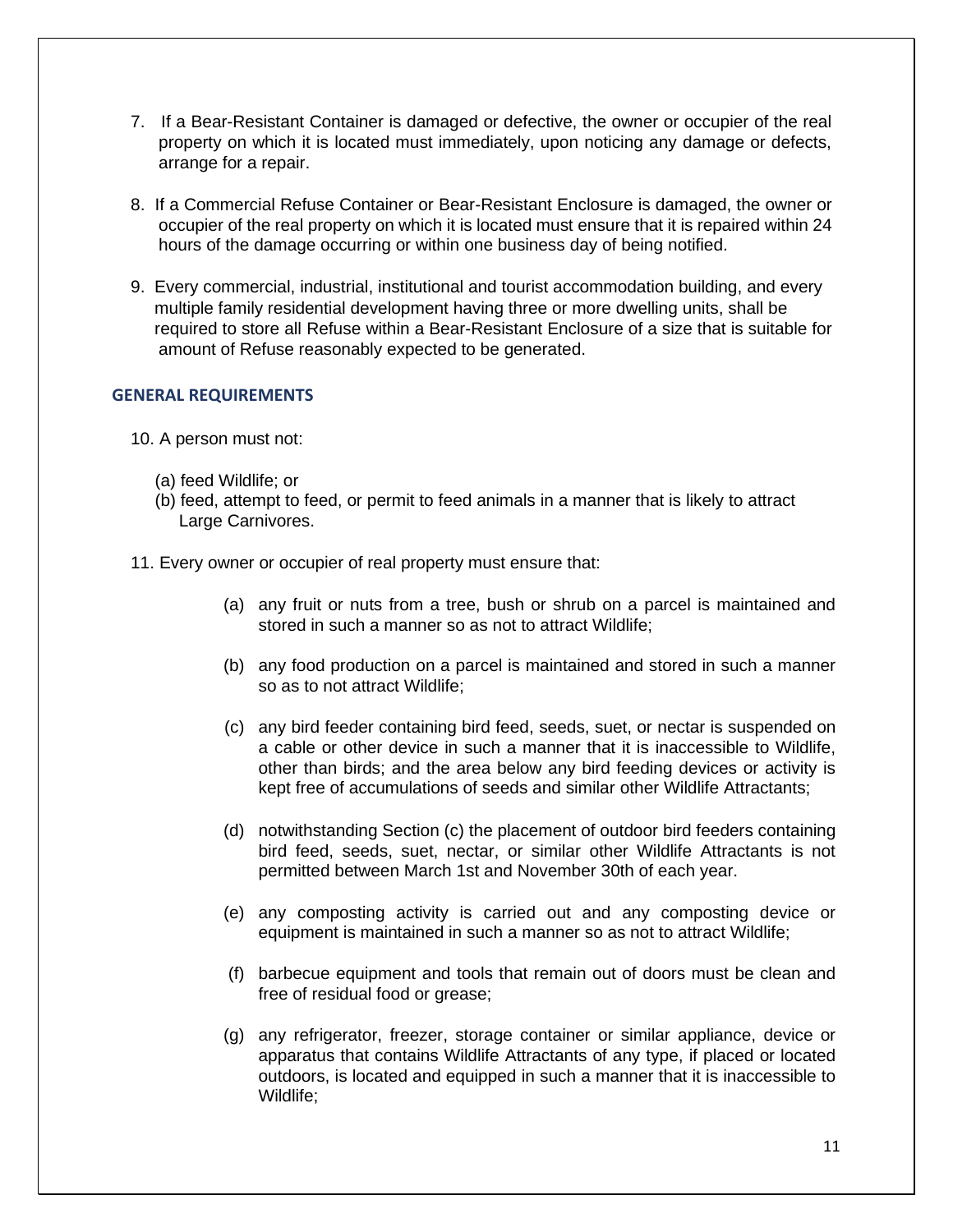7. If a Bear-Resistant Container is damaged or defective, the owner or occupier of the real property on which it is located must immediately, upon noticing any damage or defects, arrange for a repair.

8. If a Commercial Refuse Container or Bear-Resistant Enclosure is damaged, the owner or occupier of the real property on which it is located must ensure that it is repaired within 24 hours of the damage occurring or within one business day of being notified.

9. Every commercial, industrial, institutional and tourist accommodation building, and every multiple family residential development having three or more dwelling units, shall be required to store all Refuse within a Bear-Resistant Enclosure of a size that is suitable for amount of Refuse reasonably expected to be generated.

## GENERAL REQUIREMENTS

10. A person must not:

   (a) feed Wildlife; or
   (b) feed, attempt to feed, or permit to feed animals in a manner that is likely to attract Large Carnivores.

11. Every owner or occupier of real property must ensure that:

   (a) any fruit or nuts from a tree, bush or shrub on a parcel is maintained and stored in such a manner so as not to attract Wildlife;

   (b) any food production on a parcel is maintained and stored in such a manner so as to not attract Wildlife;

   (c) any bird feeder containing bird feed, seeds, suet, or nectar is suspended on a cable or other device in such a manner that it is inaccessible to Wildlife, other than birds; and the area below any bird feeding devices or activity is kept free of accumulations of seeds and similar other Wildlife Attractants;

   (d) notwithstanding Section (c) the placement of outdoor bird feeders containing bird feed, seeds, suet, nectar, or similar other Wildlife Attractants is not permitted between March 1st and November 30th of each year.

   (e) any composting activity is carried out and any composting device or equipment is maintained in such a manner so as not to attract Wildlife;

   (f) barbecue equipment and tools that remain out of doors must be clean and free of residual food or grease;

   (g) any refrigerator, freezer, storage container or similar appliance, device or apparatus that contains Wildlife Attractants of any type, if placed or located outdoors, is located and equipped in such a manner that it is inaccessible to Wildlife;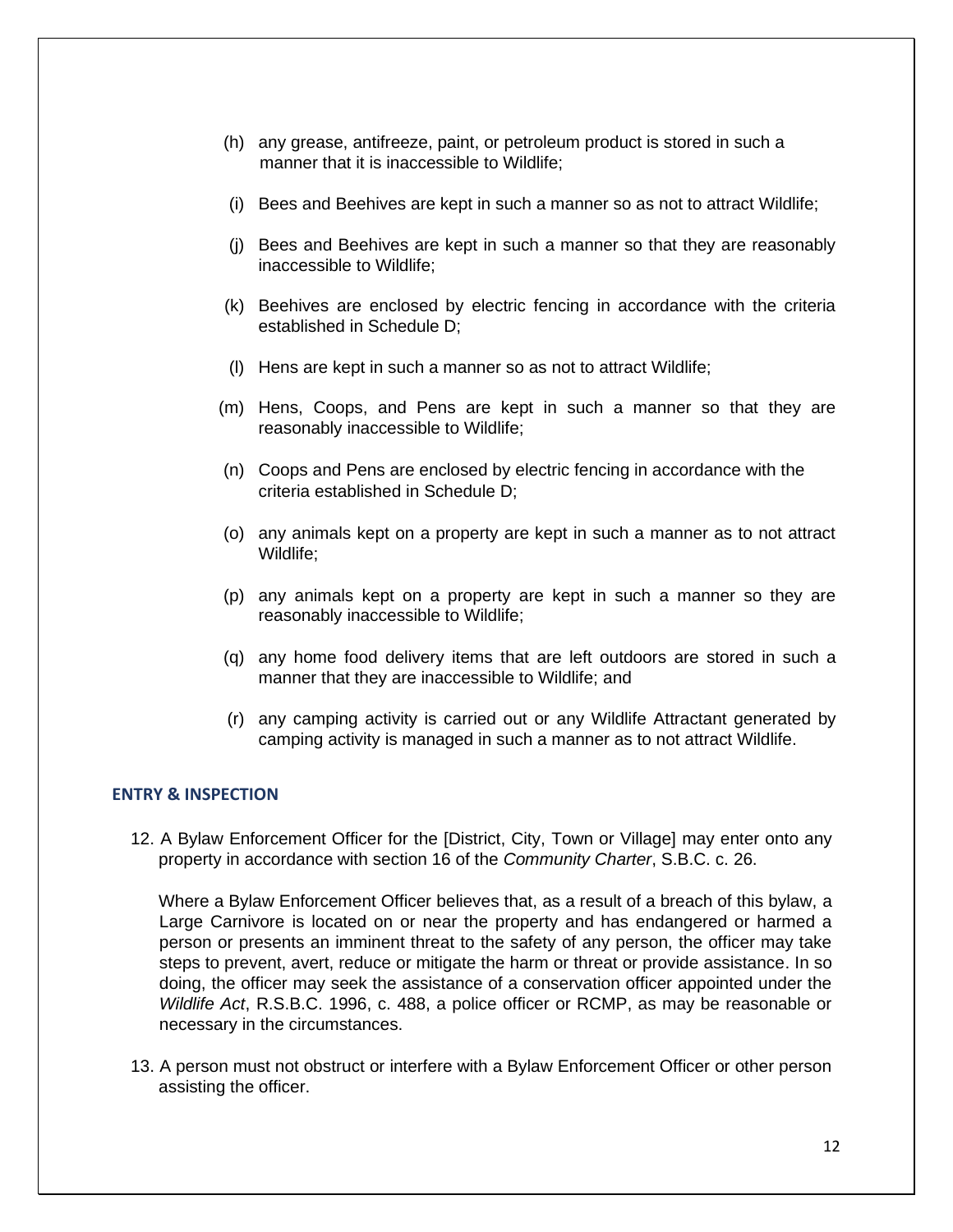(h) any grease, antifreeze, paint, or petroleum product is stored in such a manner that it is inaccessible to Wildlife;

(i) Bees and Beehives are kept in such a manner so as not to attract Wildlife;

(j) Bees and Beehives are kept in such a manner so that they are reasonably inaccessible to Wildlife;

(k) Beehives are enclosed by electric fencing in accordance with the criteria established in Schedule D;

(l) Hens are kept in such a manner so as not to attract Wildlife;

(m) Hens, Coops, and Pens are kept in such a manner so that they are reasonably inaccessible to Wildlife;

(n) Coops and Pens are enclosed by electric fencing in accordance with the criteria established in Schedule D;

(o) any animals kept on a property are kept in such a manner as to not attract Wildlife;

(p) any animals kept on a property are kept in such a manner so they are reasonably inaccessible to Wildlife;

(q) any home food delivery items that are left outdoors are stored in such a manner that they are inaccessible to Wildlife; and

(r) any camping activity is carried out or any Wildlife Attractant generated by camping activity is managed in such a manner as to not attract Wildlife.

## ENTRY & INSPECTION

12. A Bylaw Enforcement Officer for the [District, City, Town or Village] may enter onto any property in accordance with section 16 of the *Community Charter*, S.B.C. c. 26.

    Where a Bylaw Enforcement Officer believes that, as a result of a breach of this bylaw, a Large Carnivore is located on or near the property and has endangered or harmed a person or presents an imminent threat to the safety of any person, the officer may take steps to prevent, avert, reduce or mitigate the harm or threat or provide assistance. In so doing, the officer may seek the assistance of a conservation officer appointed under the *Wildlife Act*, R.S.B.C. 1996, c. 488, a police officer or RCMP, as may be reasonable or necessary in the circumstances.

13. A person must not obstruct or interfere with a Bylaw Enforcement Officer or other person assisting the officer.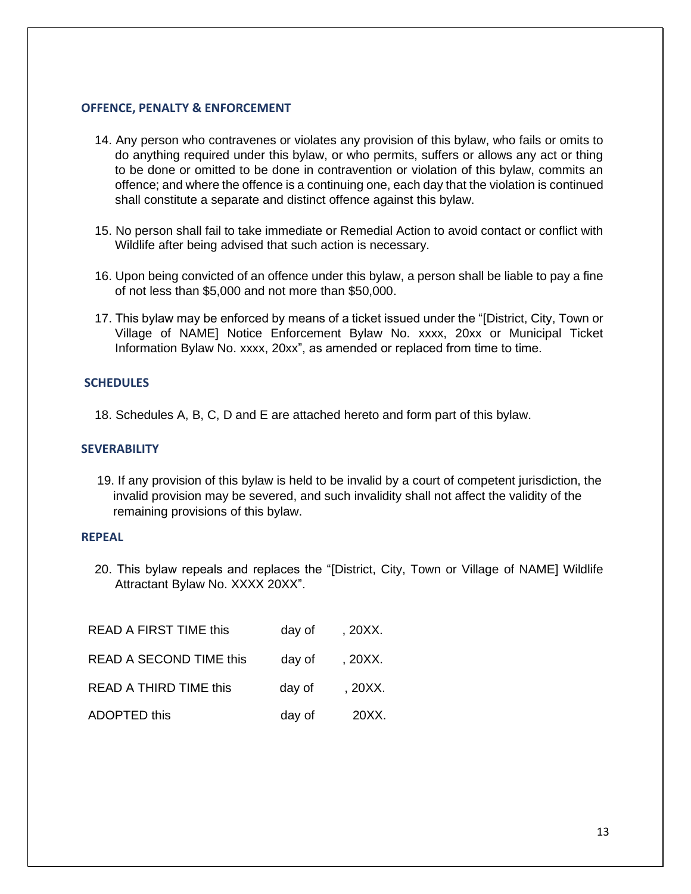## OFFENCE, PENALTY & ENFORCEMENT

14. Any person who contravenes or violates any provision of this bylaw, who fails or omits to do anything required under this bylaw, or who permits, suffers or allows any act or thing to be done or omitted to be done in contravention or violation of this bylaw, commits an offence; and where the offence is a continuing one, each day that the violation is continued shall constitute a separate and distinct offence against this bylaw.

15. No person shall fail to take immediate or Remedial Action to avoid contact or conflict with Wildlife after being advised that such action is necessary.

16. Upon being convicted of an offence under this bylaw, a person shall be liable to pay a fine of not less than $5,000 and not more than $50,000.

17. This bylaw may be enforced by means of a ticket issued under the "[District, City, Town or Village of NAME] Notice Enforcement Bylaw No. xxxx, 20xx or Municipal Ticket Information Bylaw No. xxxx, 20xx", as amended or replaced from time to time.

## SCHEDULES

18. Schedules A, B, C, D and E are attached hereto and form part of this bylaw.

## SEVERABILITY

19. If any provision of this bylaw is held to be invalid by a court of competent jurisdiction, the invalid provision may be severed, and such invalidity shall not affect the validity of the remaining provisions of this bylaw.

## REPEAL

20. This bylaw repeals and replaces the "[District, City, Town or Village of NAME] Wildlife Attractant Bylaw No. XXXX 20XX".

READ A FIRST TIME this day of , 20XX.

READ A SECOND TIME this day of , 20XX.

READ A THIRD TIME this day of , 20XX.

ADOPTED this day of 20XX.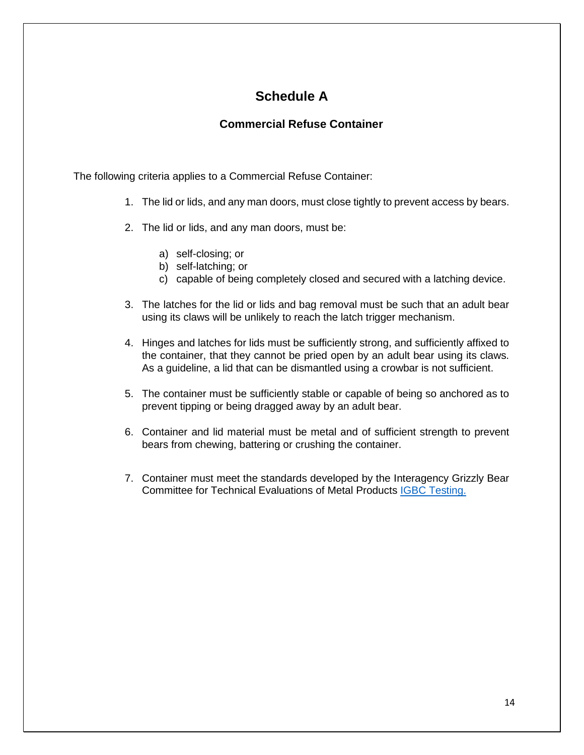# Schedule A

## Commercial Refuse Container

The following criteria applies to a Commercial Refuse Container:

1. The lid or lids, and any man doors, must close tightly to prevent access by bears.

2. The lid or lids, and any man doors, must be:

    a) self-closing; or
    b) self-latching; or
    c) capable of being completely closed and secured with a latching device.

3. The latches for the lid or lids and bag removal must be such that an adult bear using its claws will be unlikely to reach the latch trigger mechanism.

4. Hinges and latches for lids must be sufficiently strong, and sufficiently affixed to the container, that they cannot be pried open by an adult bear using its claws. As a guideline, a lid that can be dismantled using a crowbar is not sufficient.

5. The container must be sufficiently stable or capable of being so anchored as to prevent tipping or being dragged away by an adult bear.

6. Container and lid material must be metal and of sufficient strength to prevent bears from chewing, battering or crushing the container.

7. Container must meet the standards developed by the Interagency Grizzly Bear Committee for Technical Evaluations of Metal Products IGBC Testing.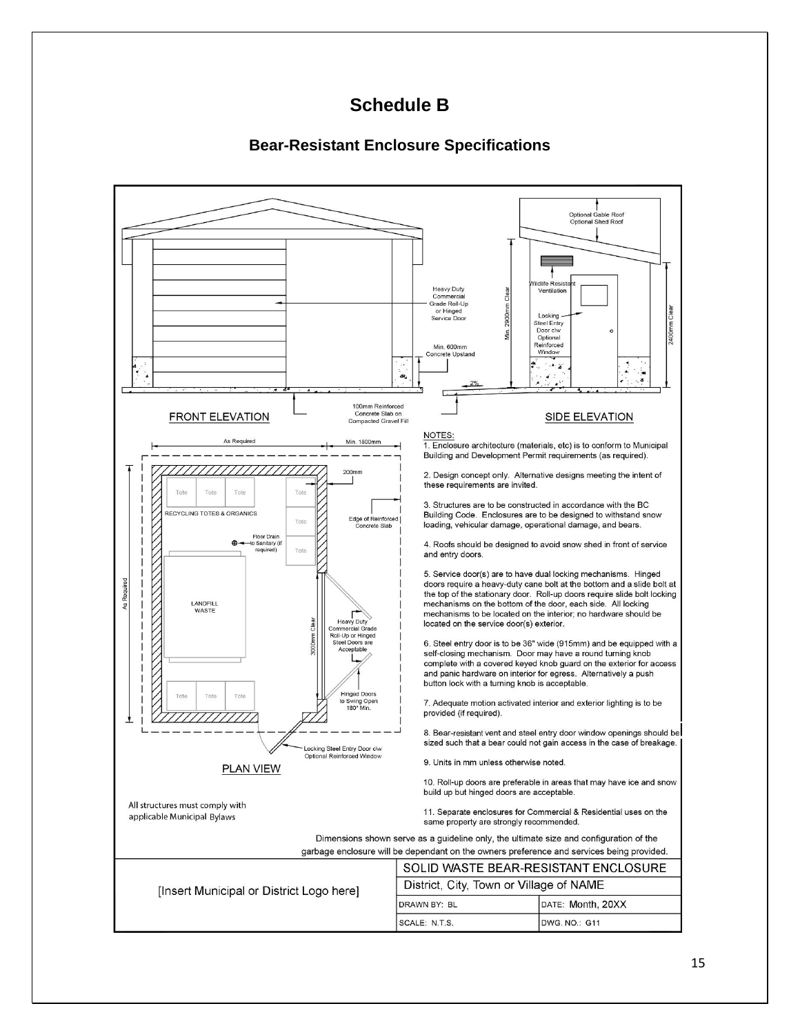# Schedule B

## Bear-Resistant Enclosure Specifications

FRONT ELEVATION

Heavy Duty Commercial Grade Roll-Up or Hinged Service Door

Min. 600mm Concrete Upstand

100mm Reinforced Concrete Slab on Compacted Gravel Fill

SIDE ELEVATION

Optional Gable Roof
Optional Shed Roof

Wildlife Resistant Ventilation

Locking Steel Entry Door c/w Optional Reinforced Window

Min. 2900mm Clear

2400mm Clear

2%

PLAN VIEW

As Required

Min. 1800mm

200mm

Edge of Reinforced Concrete Slab

Tote Tote Tote

RECYCLING TOTES & ORGANICS

Tote

Floor Drain to Sanitary (if required)

LANDFILL WASTE

3000mm Clear

Heavy Duty Commercial Grade Roll-Up or Hinged Steel Doors are Acceptable

Hinged Doors to Swing Open 180° Min.

Locking Steel Entry Door c/w Optional Reinforced Window

All structures must comply with applicable Municipal Bylaws

NOTES:

1. Enclosure architecture (materials, etc) is to conform to Municipal Building and Development Permit requirements (as required).
2. Design concept only. Alternative designs meeting the intent of these requirements are invited.
3. Structures are to be constructed in accordance with the BC Building Code. Enclosures are to be designed to withstand snow loading, vehicular damage, operational damage, and bears.
4. Roofs should be designed to avoid snow shed in front of service and entry doors.
5. Service door(s) are to have dual locking mechanisms. Hinged doors require a heavy-duty cane bolt at the bottom and a slide bolt at the top of the stationary door. Roll-up doors require slide bolt locking mechanisms on the bottom of the door, each side. All locking mechanisms to be located on the interior; no hardware should be located on the service door(s) exterior.
6. Steel entry door is to be 36" wide (915mm) and be equipped with a self-closing mechanism. Door may have a round turning knob complete with a covered keyed knob guard on the exterior for access and panic hardware on interior for egress. Alternatively a push button lock with a turning knob is acceptable.
7. Adequate motion activated interior and exterior lighting is to be provided (if required).
8. Bear-resistant vent and steel entry door window openings should be sized such that a bear could not gain access in the case of breakage.
9. Units in mm unless otherwise noted.
10. Roll-up doors are preferable in areas that may have ice and snow build up but hinged doors are acceptable.
11. Separate enclosures for Commercial & Residential uses on the same property are strongly recommended.

Dimensions shown serve as a guideline only, the ultimate size and configuration of the garbage enclosure will be dependant on the owners preference and services being provided.

| [Insert Municipal or District Logo here] | SOLID WASTE BEAR-RESISTANT ENCLOSURE | |
|---|---|---|
| | District, City, Town or Village of NAME | |
| | DRAWN BY: BL | DATE: Month, 20XX |
| | SCALE: N.T.S. | DWG. NO.: G11 |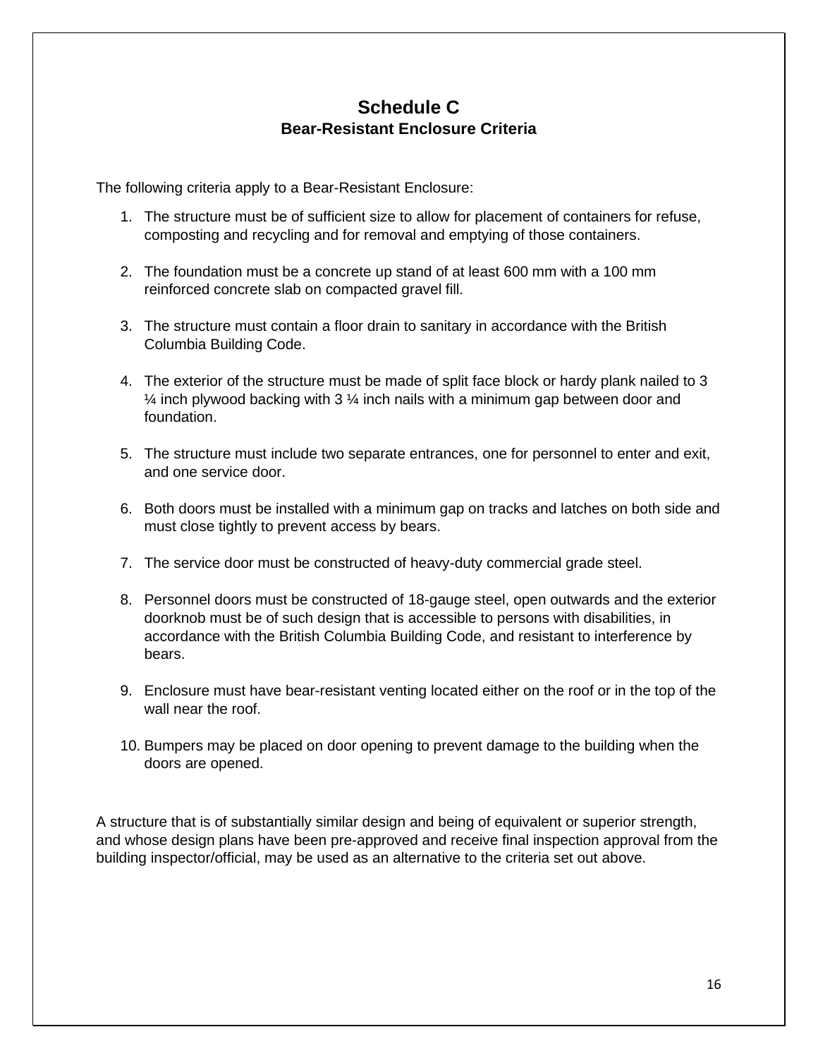# Schedule C

## Bear-Resistant Enclosure Criteria

The following criteria apply to a Bear-Resistant Enclosure:

1. The structure must be of sufficient size to allow for placement of containers for refuse, composting and recycling and for removal and emptying of those containers.
2. The foundation must be a concrete up stand of at least 600 mm with a 100 mm reinforced concrete slab on compacted gravel fill.
3. The structure must contain a floor drain to sanitary in accordance with the British Columbia Building Code.
4. The exterior of the structure must be made of split face block or hardy plank nailed to 3 ¼ inch plywood backing with 3 ¼ inch nails with a minimum gap between door and foundation.
5. The structure must include two separate entrances, one for personnel to enter and exit, and one service door.
6. Both doors must be installed with a minimum gap on tracks and latches on both side and must close tightly to prevent access by bears.
7. The service door must be constructed of heavy-duty commercial grade steel.
8. Personnel doors must be constructed of 18-gauge steel, open outwards and the exterior doorknob must be of such design that is accessible to persons with disabilities, in accordance with the British Columbia Building Code, and resistant to interference by bears.
9. Enclosure must have bear-resistant venting located either on the roof or in the top of the wall near the roof.
10. Bumpers may be placed on door opening to prevent damage to the building when the doors are opened.

A structure that is of substantially similar design and being of equivalent or superior strength, and whose design plans have been pre-approved and receive final inspection approval from the building inspector/official, may be used as an alternative to the criteria set out above.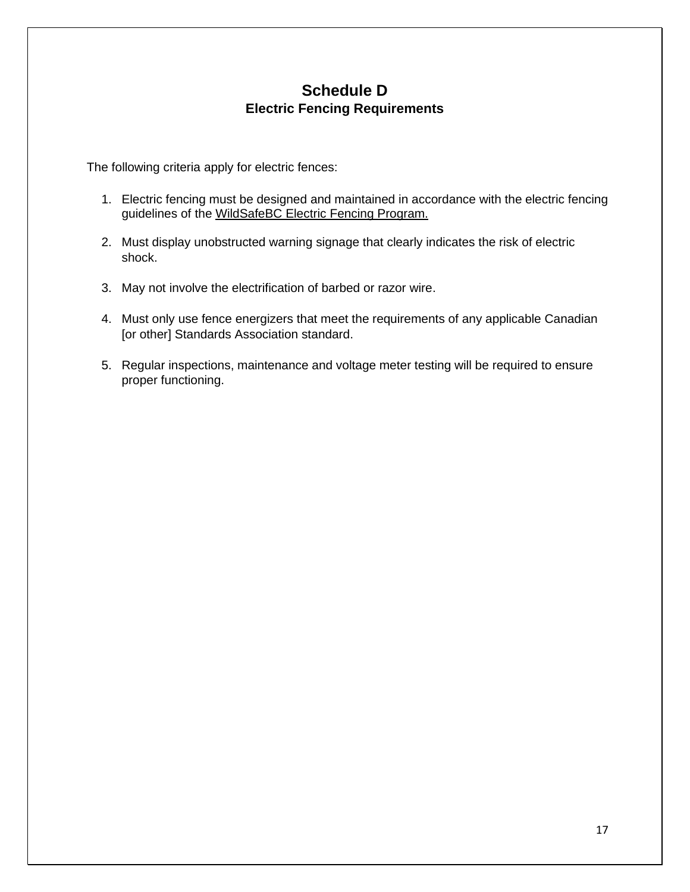# Schedule D

## Electric Fencing Requirements

The following criteria apply for electric fences:

1. Electric fencing must be designed and maintained in accordance with the electric fencing guidelines of the WildSafeBC Electric Fencing Program.
2. Must display unobstructed warning signage that clearly indicates the risk of electric shock.
3. May not involve the electrification of barbed or razor wire.
4. Must only use fence energizers that meet the requirements of any applicable Canadian [or other] Standards Association standard.
5. Regular inspections, maintenance and voltage meter testing will be required to ensure proper functioning.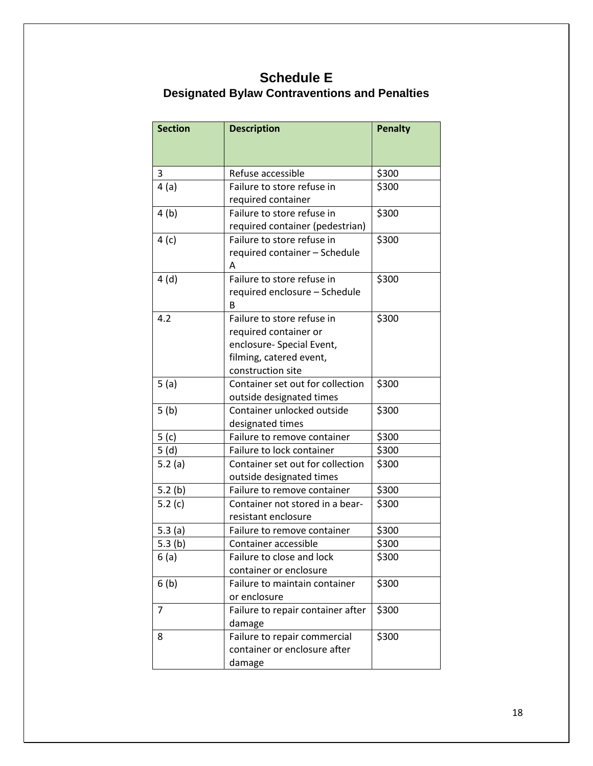# Schedule E

## Designated Bylaw Contraventions and Penalties

| Section | Description | Penalty |
|---|---|---|
| 3 | Refuse accessible | $300 |
| 4 (a) | Failure to store refuse in required container | $300 |
| 4 (b) | Failure to store refuse in required container (pedestrian) | $300 |
| 4 (c) | Failure to store refuse in required container – Schedule A | $300 |
| 4 (d) | Failure to store refuse in required enclosure – Schedule B | $300 |
| 4.2 | Failure to store refuse in required container or enclosure- Special Event, filming, catered event, construction site | $300 |
| 5 (a) | Container set out for collection outside designated times | $300 |
| 5 (b) | Container unlocked outside designated times | $300 |
| 5 (c) | Failure to remove container | $300 |
| 5 (d) | Failure to lock container | $300 |
| 5.2 (a) | Container set out for collection outside designated times | $300 |
| 5.2 (b) | Failure to remove container | $300 |
| 5.2 (c) | Container not stored in a bear-resistant enclosure | $300 |
| 5.3 (a) | Failure to remove container | $300 |
| 5.3 (b) | Container accessible | $300 |
| 6 (a) | Failure to close and lock container or enclosure | $300 |
| 6 (b) | Failure to maintain container or enclosure | $300 |
| 7 | Failure to repair container after damage | $300 |
| 8 | Failure to repair commercial container or enclosure after damage | $300 |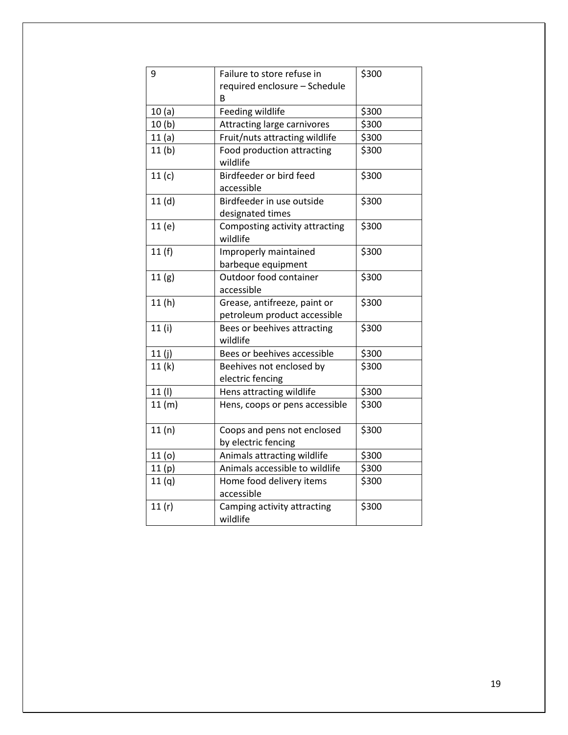| 9 | Failure to store refuse in required enclosure – Schedule B | $300 |
|---|---|---|
| 10 (a) | Feeding wildlife | $300 |
| 10 (b) | Attracting large carnivores | $300 |
| 11 (a) | Fruit/nuts attracting wildlife | $300 |
| 11 (b) | Food production attracting wildlife | $300 |
| 11 (c) | Birdfeeder or bird feed accessible | $300 |
| 11 (d) | Birdfeeder in use outside designated times | $300 |
| 11 (e) | Composting activity attracting wildlife | $300 |
| 11 (f) | Improperly maintained barbeque equipment | $300 |
| 11 (g) | Outdoor food container accessible | $300 |
| 11 (h) | Grease, antifreeze, paint or petroleum product accessible | $300 |
| 11 (i) | Bees or beehives attracting wildlife | $300 |
| 11 (j) | Bees or beehives accessible | $300 |
| 11 (k) | Beehives not enclosed by electric fencing | $300 |
| 11 (l) | Hens attracting wildlife | $300 |
| 11 (m) | Hens, coops or pens accessible | $300 |
| 11 (n) | Coops and pens not enclosed by electric fencing | $300 |
| 11 (o) | Animals attracting wildlife | $300 |
| 11 (p) | Animals accessible to wildlife | $300 |
| 11 (q) | Home food delivery items accessible | $300 |
| 11 (r) | Camping activity attracting wildlife | $300 |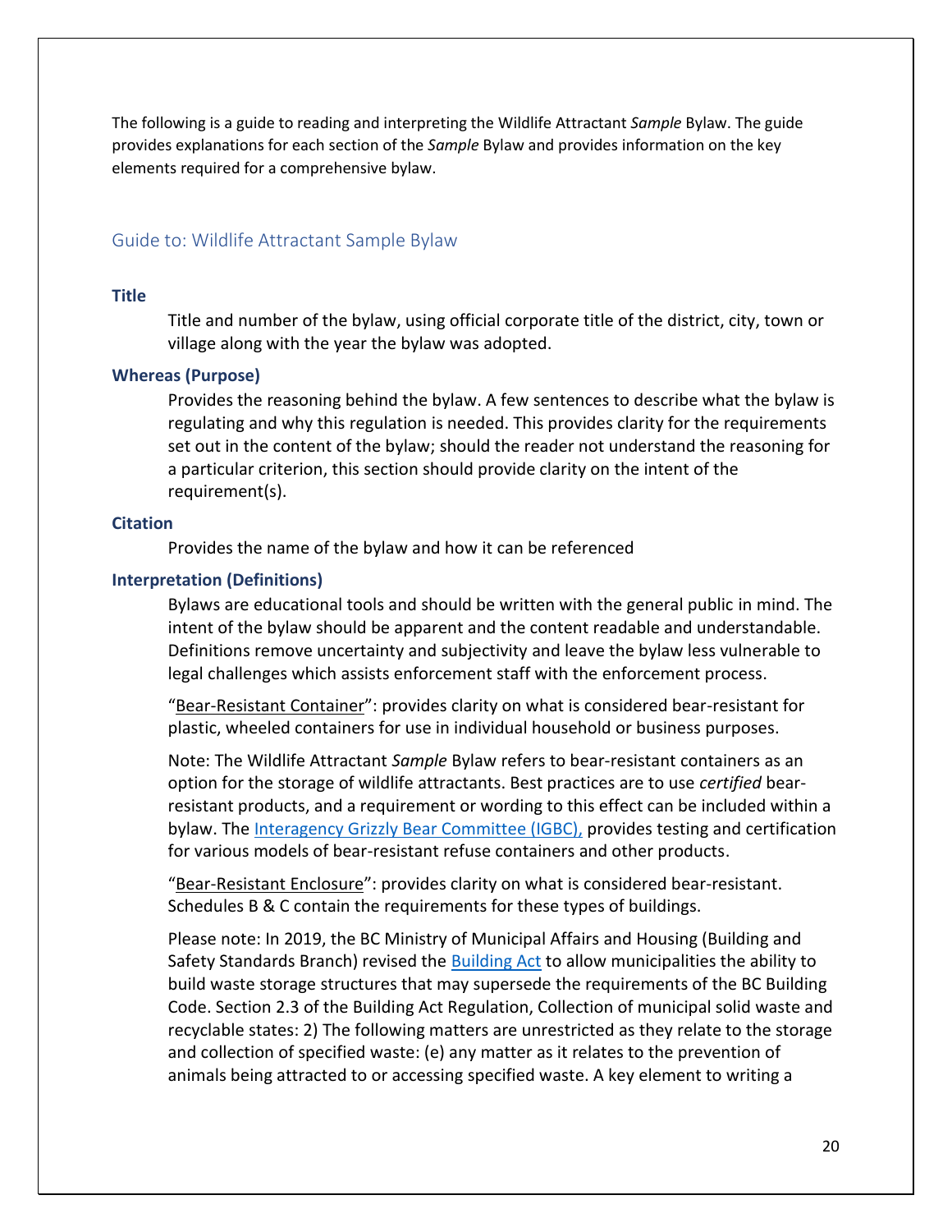The following is a guide to reading and interpreting the Wildlife Attractant *Sample* Bylaw. The guide provides explanations for each section of the *Sample* Bylaw and provides information on the key elements required for a comprehensive bylaw.

## Guide to: Wildlife Attractant Sample Bylaw

### Title

Title and number of the bylaw, using official corporate title of the district, city, town or village along with the year the bylaw was adopted.

### Whereas (Purpose)

Provides the reasoning behind the bylaw. A few sentences to describe what the bylaw is regulating and why this regulation is needed. This provides clarity for the requirements set out in the content of the bylaw; should the reader not understand the reasoning for a particular criterion, this section should provide clarity on the intent of the requirement(s).

### Citation

Provides the name of the bylaw and how it can be referenced

### Interpretation (Definitions)

Bylaws are educational tools and should be written with the general public in mind. The intent of the bylaw should be apparent and the content readable and understandable. Definitions remove uncertainty and subjectivity and leave the bylaw less vulnerable to legal challenges which assists enforcement staff with the enforcement process.

"Bear-Resistant Container": provides clarity on what is considered bear-resistant for plastic, wheeled containers for use in individual household or business purposes.

Note: The Wildlife Attractant *Sample* Bylaw refers to bear-resistant containers as an option for the storage of wildlife attractants. Best practices are to use *certified* bear-resistant products, and a requirement or wording to this effect can be included within a bylaw. The Interagency Grizzly Bear Committee (IGBC), provides testing and certification for various models of bear-resistant refuse containers and other products.

"Bear-Resistant Enclosure": provides clarity on what is considered bear-resistant. Schedules B & C contain the requirements for these types of buildings.

Please note: In 2019, the BC Ministry of Municipal Affairs and Housing (Building and Safety Standards Branch) revised the Building Act to allow municipalities the ability to build waste storage structures that may supersede the requirements of the BC Building Code. Section 2.3 of the Building Act Regulation, Collection of municipal solid waste and recyclable states: 2) The following matters are unrestricted as they relate to the storage and collection of specified waste: (e) any matter as it relates to the prevention of animals being attracted to or accessing specified waste. A key element to writing a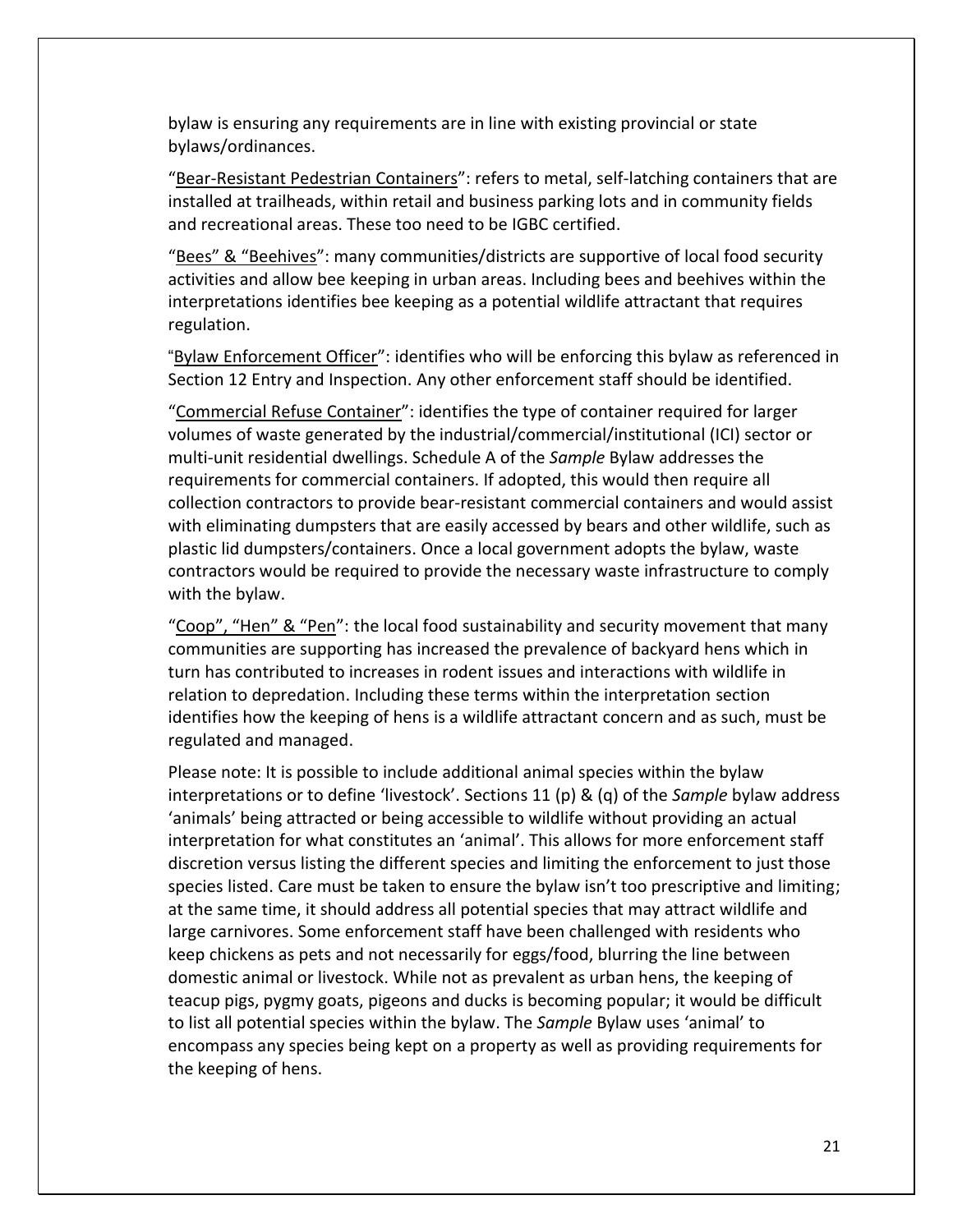bylaw is ensuring any requirements are in line with existing provincial or state bylaws/ordinances.

"Bear-Resistant Pedestrian Containers": refers to metal, self-latching containers that are installed at trailheads, within retail and business parking lots and in community fields and recreational areas. These too need to be IGBC certified.

"Bees" & "Beehives": many communities/districts are supportive of local food security activities and allow bee keeping in urban areas. Including bees and beehives within the interpretations identifies bee keeping as a potential wildlife attractant that requires regulation.

"Bylaw Enforcement Officer": identifies who will be enforcing this bylaw as referenced in Section 12 Entry and Inspection. Any other enforcement staff should be identified.

"Commercial Refuse Container": identifies the type of container required for larger volumes of waste generated by the industrial/commercial/institutional (ICI) sector or multi-unit residential dwellings. Schedule A of the *Sample* Bylaw addresses the requirements for commercial containers. If adopted, this would then require all collection contractors to provide bear-resistant commercial containers and would assist with eliminating dumpsters that are easily accessed by bears and other wildlife, such as plastic lid dumpsters/containers. Once a local government adopts the bylaw, waste contractors would be required to provide the necessary waste infrastructure to comply with the bylaw.

"Coop", "Hen" & "Pen": the local food sustainability and security movement that many communities are supporting has increased the prevalence of backyard hens which in turn has contributed to increases in rodent issues and interactions with wildlife in relation to depredation. Including these terms within the interpretation section identifies how the keeping of hens is a wildlife attractant concern and as such, must be regulated and managed.

Please note: It is possible to include additional animal species within the bylaw interpretations or to define 'livestock'. Sections 11 (p) & (q) of the *Sample* bylaw address 'animals' being attracted or being accessible to wildlife without providing an actual interpretation for what constitutes an 'animal'. This allows for more enforcement staff discretion versus listing the different species and limiting the enforcement to just those species listed. Care must be taken to ensure the bylaw isn't too prescriptive and limiting; at the same time, it should address all potential species that may attract wildlife and large carnivores. Some enforcement staff have been challenged with residents who keep chickens as pets and not necessarily for eggs/food, blurring the line between domestic animal or livestock. While not as prevalent as urban hens, the keeping of teacup pigs, pygmy goats, pigeons and ducks is becoming popular; it would be difficult to list all potential species within the bylaw. The *Sample* Bylaw uses 'animal' to encompass any species being kept on a property as well as providing requirements for the keeping of hens.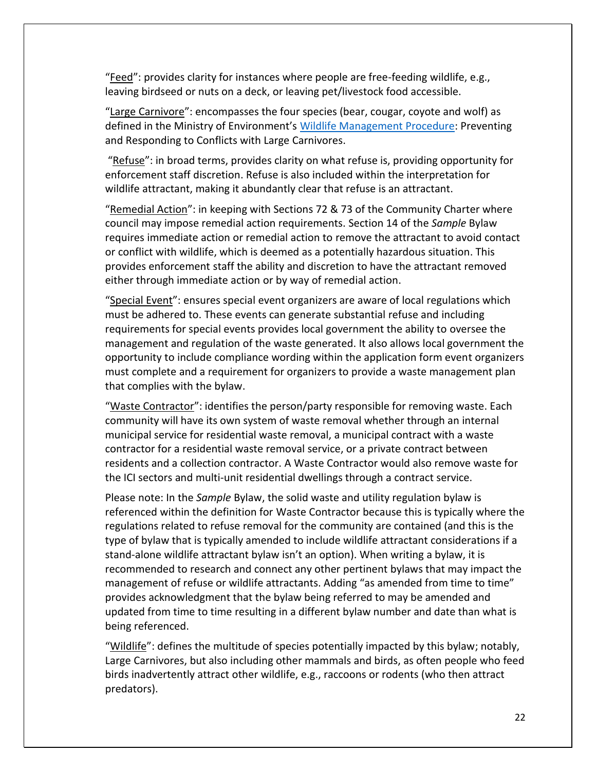"Feed": provides clarity for instances where people are free-feeding wildlife, e.g., leaving birdseed or nuts on a deck, or leaving pet/livestock food accessible.

"Large Carnivore": encompasses the four species (bear, cougar, coyote and wolf) as defined in the Ministry of Environment's [Wildlife Management Procedure](): Preventing and Responding to Conflicts with Large Carnivores.

"Refuse": in broad terms, provides clarity on what refuse is, providing opportunity for enforcement staff discretion. Refuse is also included within the interpretation for wildlife attractant, making it abundantly clear that refuse is an attractant.

"Remedial Action": in keeping with Sections 72 & 73 of the Community Charter where council may impose remedial action requirements. Section 14 of the *Sample* Bylaw requires immediate action or remedial action to remove the attractant to avoid contact or conflict with wildlife, which is deemed as a potentially hazardous situation. This provides enforcement staff the ability and discretion to have the attractant removed either through immediate action or by way of remedial action.

"Special Event": ensures special event organizers are aware of local regulations which must be adhered to. These events can generate substantial refuse and including requirements for special events provides local government the ability to oversee the management and regulation of the waste generated. It also allows local government the opportunity to include compliance wording within the application form event organizers must complete and a requirement for organizers to provide a waste management plan that complies with the bylaw.

"Waste Contractor": identifies the person/party responsible for removing waste. Each community will have its own system of waste removal whether through an internal municipal service for residential waste removal, a municipal contract with a waste contractor for a residential waste removal service, or a private contract between residents and a collection contractor. A Waste Contractor would also remove waste for the ICI sectors and multi-unit residential dwellings through a contract service.

Please note: In the *Sample* Bylaw, the solid waste and utility regulation bylaw is referenced within the definition for Waste Contractor because this is typically where the regulations related to refuse removal for the community are contained (and this is the type of bylaw that is typically amended to include wildlife attractant considerations if a stand-alone wildlife attractant bylaw isn't an option). When writing a bylaw, it is recommended to research and connect any other pertinent bylaws that may impact the management of refuse or wildlife attractants. Adding "as amended from time to time" provides acknowledgment that the bylaw being referred to may be amended and updated from time to time resulting in a different bylaw number and date than what is being referenced.

"Wildlife": defines the multitude of species potentially impacted by this bylaw; notably, Large Carnivores, but also including other mammals and birds, as often people who feed birds inadvertently attract other wildlife, e.g., raccoons or rodents (who then attract predators).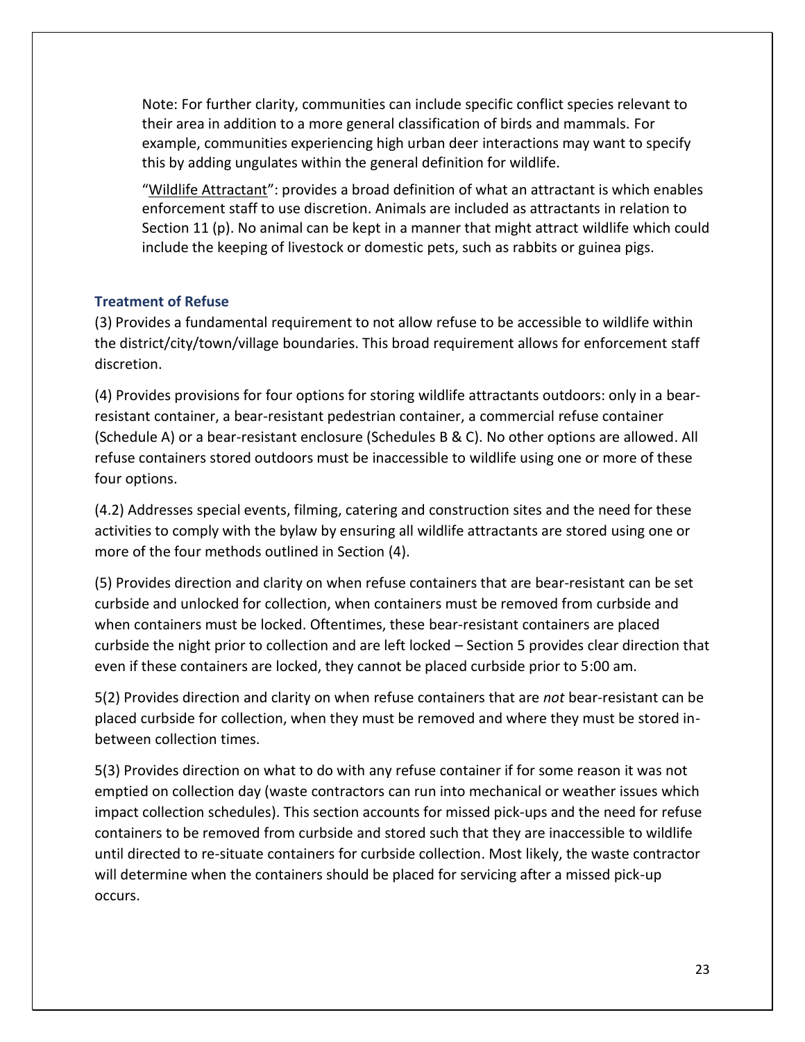Note: For further clarity, communities can include specific conflict species relevant to their area in addition to a more general classification of birds and mammals. For example, communities experiencing high urban deer interactions may want to specify this by adding ungulates within the general definition for wildlife.

"Wildlife Attractant": provides a broad definition of what an attractant is which enables enforcement staff to use discretion. Animals are included as attractants in relation to Section 11 (p). No animal can be kept in a manner that might attract wildlife which could include the keeping of livestock or domestic pets, such as rabbits or guinea pigs.

### Treatment of Refuse

(3) Provides a fundamental requirement to not allow refuse to be accessible to wildlife within the district/city/town/village boundaries. This broad requirement allows for enforcement staff discretion.

(4) Provides provisions for four options for storing wildlife attractants outdoors: only in a bear-resistant container, a bear-resistant pedestrian container, a commercial refuse container (Schedule A) or a bear-resistant enclosure (Schedules B & C). No other options are allowed. All refuse containers stored outdoors must be inaccessible to wildlife using one or more of these four options.

(4.2) Addresses special events, filming, catering and construction sites and the need for these activities to comply with the bylaw by ensuring all wildlife attractants are stored using one or more of the four methods outlined in Section (4).

(5) Provides direction and clarity on when refuse containers that are bear-resistant can be set curbside and unlocked for collection, when containers must be removed from curbside and when containers must be locked. Oftentimes, these bear-resistant containers are placed curbside the night prior to collection and are left locked – Section 5 provides clear direction that even if these containers are locked, they cannot be placed curbside prior to 5:00 am.

5(2) Provides direction and clarity on when refuse containers that are *not* bear-resistant can be placed curbside for collection, when they must be removed and where they must be stored in-between collection times.

5(3) Provides direction on what to do with any refuse container if for some reason it was not emptied on collection day (waste contractors can run into mechanical or weather issues which impact collection schedules). This section accounts for missed pick-ups and the need for refuse containers to be removed from curbside and stored such that they are inaccessible to wildlife until directed to re-situate containers for curbside collection. Most likely, the waste contractor will determine when the containers should be placed for servicing after a missed pick-up occurs.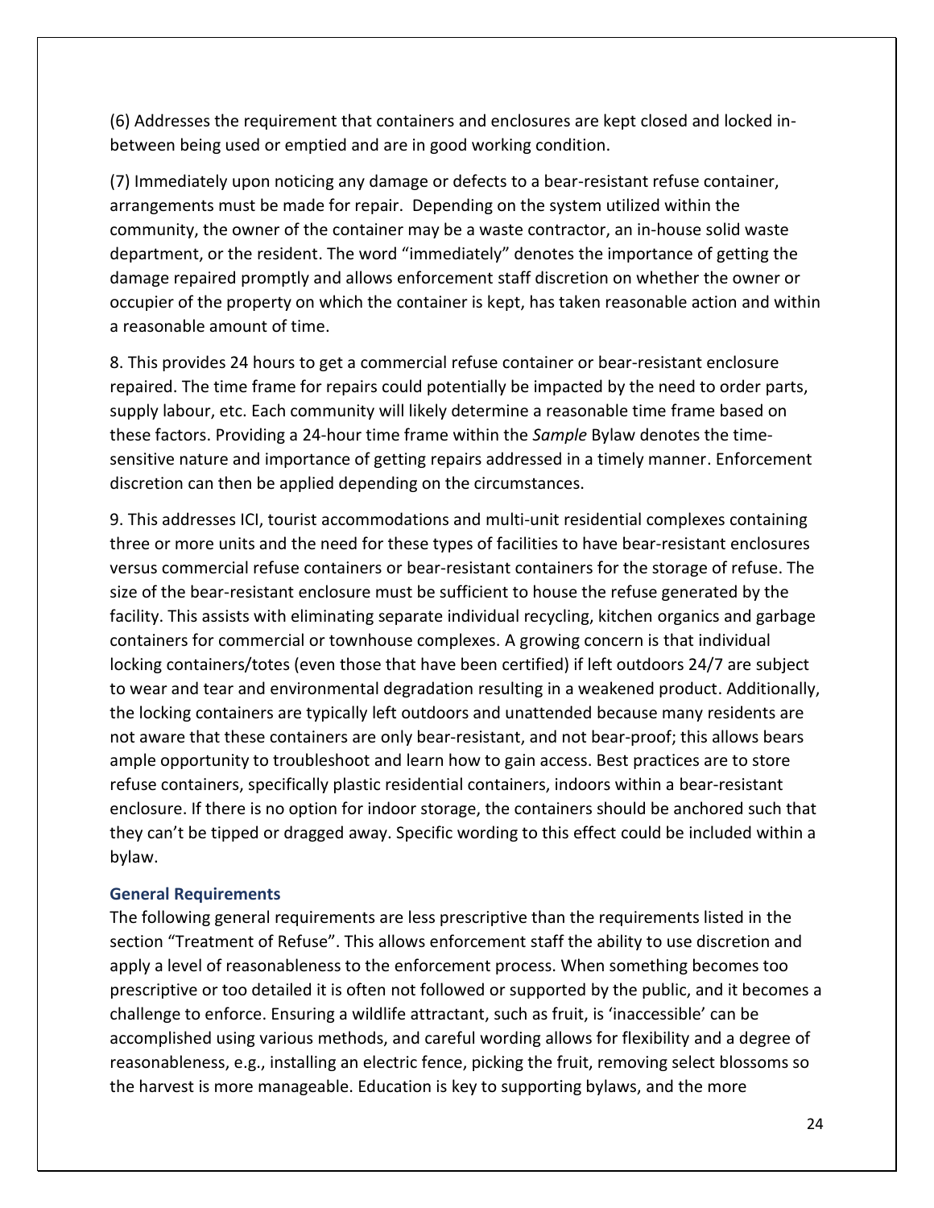(6) Addresses the requirement that containers and enclosures are kept closed and locked in-between being used or emptied and are in good working condition.

(7) Immediately upon noticing any damage or defects to a bear-resistant refuse container, arrangements must be made for repair. Depending on the system utilized within the community, the owner of the container may be a waste contractor, an in-house solid waste department, or the resident. The word "immediately" denotes the importance of getting the damage repaired promptly and allows enforcement staff discretion on whether the owner or occupier of the property on which the container is kept, has taken reasonable action and within a reasonable amount of time.

8. This provides 24 hours to get a commercial refuse container or bear-resistant enclosure repaired. The time frame for repairs could potentially be impacted by the need to order parts, supply labour, etc. Each community will likely determine a reasonable time frame based on these factors. Providing a 24-hour time frame within the *Sample* Bylaw denotes the time-sensitive nature and importance of getting repairs addressed in a timely manner. Enforcement discretion can then be applied depending on the circumstances.

9. This addresses ICI, tourist accommodations and multi-unit residential complexes containing three or more units and the need for these types of facilities to have bear-resistant enclosures versus commercial refuse containers or bear-resistant containers for the storage of refuse. The size of the bear-resistant enclosure must be sufficient to house the refuse generated by the facility. This assists with eliminating separate individual recycling, kitchen organics and garbage containers for commercial or townhouse complexes. A growing concern is that individual locking containers/totes (even those that have been certified) if left outdoors 24/7 are subject to wear and tear and environmental degradation resulting in a weakened product. Additionally, the locking containers are typically left outdoors and unattended because many residents are not aware that these containers are only bear-resistant, and not bear-proof; this allows bears ample opportunity to troubleshoot and learn how to gain access. Best practices are to store refuse containers, specifically plastic residential containers, indoors within a bear-resistant enclosure. If there is no option for indoor storage, the containers should be anchored such that they can't be tipped or dragged away. Specific wording to this effect could be included within a bylaw.

### General Requirements

The following general requirements are less prescriptive than the requirements listed in the section "Treatment of Refuse". This allows enforcement staff the ability to use discretion and apply a level of reasonableness to the enforcement process. When something becomes too prescriptive or too detailed it is often not followed or supported by the public, and it becomes a challenge to enforce. Ensuring a wildlife attractant, such as fruit, is 'inaccessible' can be accomplished using various methods, and careful wording allows for flexibility and a degree of reasonableness, e.g., installing an electric fence, picking the fruit, removing select blossoms so the harvest is more manageable. Education is key to supporting bylaws, and the more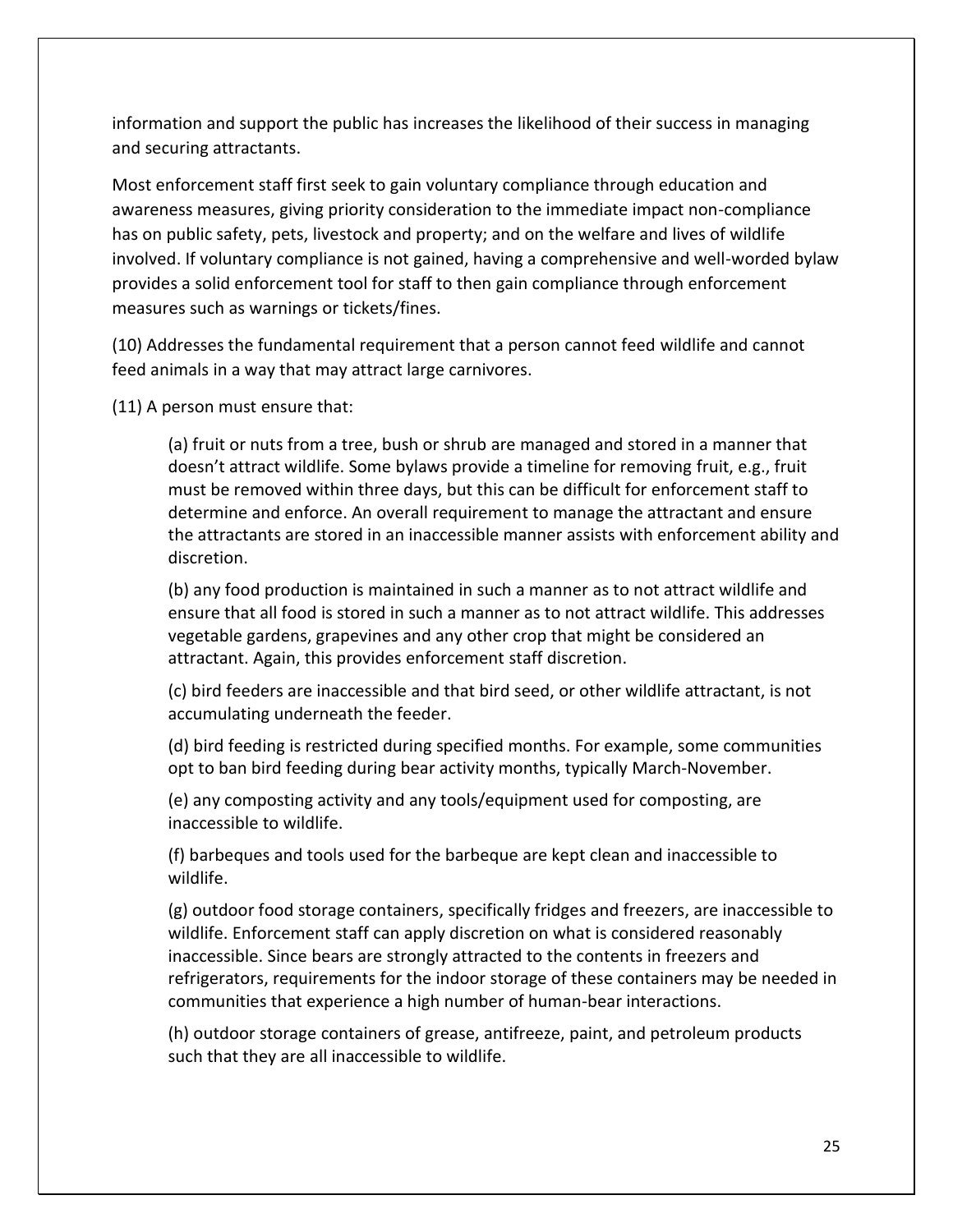information and support the public has increases the likelihood of their success in managing and securing attractants.

Most enforcement staff first seek to gain voluntary compliance through education and awareness measures, giving priority consideration to the immediate impact non-compliance has on public safety, pets, livestock and property; and on the welfare and lives of wildlife involved. If voluntary compliance is not gained, having a comprehensive and well-worded bylaw provides a solid enforcement tool for staff to then gain compliance through enforcement measures such as warnings or tickets/fines.

(10) Addresses the fundamental requirement that a person cannot feed wildlife and cannot feed animals in a way that may attract large carnivores.

(11) A person must ensure that:

> (a) fruit or nuts from a tree, bush or shrub are managed and stored in a manner that doesn't attract wildlife. Some bylaws provide a timeline for removing fruit, e.g., fruit must be removed within three days, but this can be difficult for enforcement staff to determine and enforce. An overall requirement to manage the attractant and ensure the attractants are stored in an inaccessible manner assists with enforcement ability and discretion.
>
> (b) any food production is maintained in such a manner as to not attract wildlife and ensure that all food is stored in such a manner as to not attract wildlife. This addresses vegetable gardens, grapevines and any other crop that might be considered an attractant. Again, this provides enforcement staff discretion.
>
> (c) bird feeders are inaccessible and that bird seed, or other wildlife attractant, is not accumulating underneath the feeder.
>
> (d) bird feeding is restricted during specified months. For example, some communities opt to ban bird feeding during bear activity months, typically March-November.
>
> (e) any composting activity and any tools/equipment used for composting, are inaccessible to wildlife.
>
> (f) barbeques and tools used for the barbeque are kept clean and inaccessible to wildlife.
>
> (g) outdoor food storage containers, specifically fridges and freezers, are inaccessible to wildlife. Enforcement staff can apply discretion on what is considered reasonably inaccessible. Since bears are strongly attracted to the contents in freezers and refrigerators, requirements for the indoor storage of these containers may be needed in communities that experience a high number of human-bear interactions.
>
> (h) outdoor storage containers of grease, antifreeze, paint, and petroleum products such that they are all inaccessible to wildlife.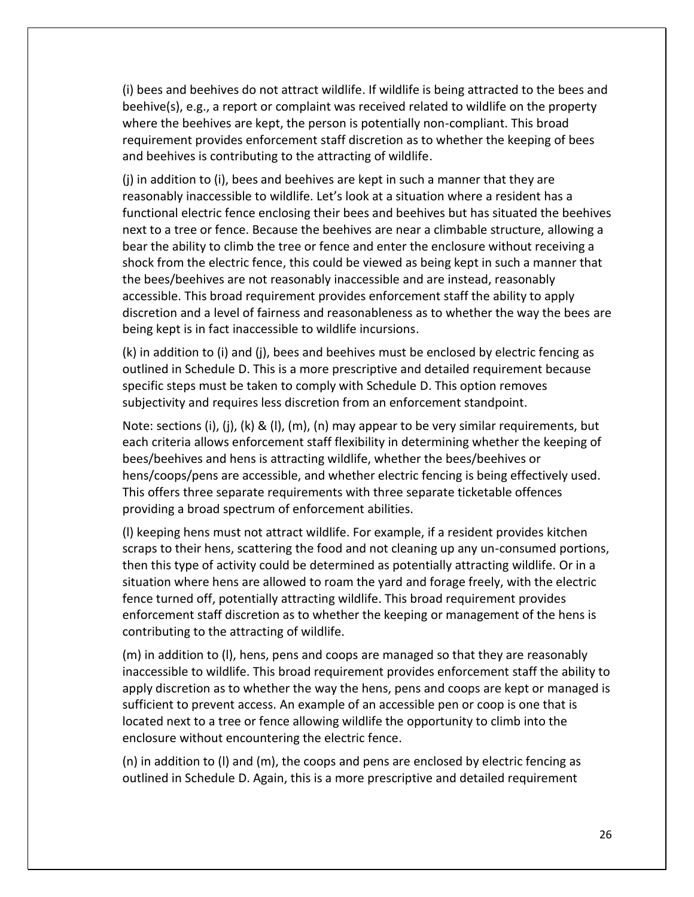(i) bees and beehives do not attract wildlife. If wildlife is being attracted to the bees and beehive(s), e.g., a report or complaint was received related to wildlife on the property where the beehives are kept, the person is potentially non-compliant. This broad requirement provides enforcement staff discretion as to whether the keeping of bees and beehives is contributing to the attracting of wildlife.

(j) in addition to (i), bees and beehives are kept in such a manner that they are reasonably inaccessible to wildlife. Let's look at a situation where a resident has a functional electric fence enclosing their bees and beehives but has situated the beehives next to a tree or fence. Because the beehives are near a climbable structure, allowing a bear the ability to climb the tree or fence and enter the enclosure without receiving a shock from the electric fence, this could be viewed as being kept in such a manner that the bees/beehives are not reasonably inaccessible and are instead, reasonably accessible. This broad requirement provides enforcement staff the ability to apply discretion and a level of fairness and reasonableness as to whether the way the bees are being kept is in fact inaccessible to wildlife incursions.

(k) in addition to (i) and (j), bees and beehives must be enclosed by electric fencing as outlined in Schedule D. This is a more prescriptive and detailed requirement because specific steps must be taken to comply with Schedule D. This option removes subjectivity and requires less discretion from an enforcement standpoint.

Note: sections (i), (j), (k) & (l), (m), (n) may appear to be very similar requirements, but each criteria allows enforcement staff flexibility in determining whether the keeping of bees/beehives and hens is attracting wildlife, whether the bees/beehives or hens/coops/pens are accessible, and whether electric fencing is being effectively used. This offers three separate requirements with three separate ticketable offences providing a broad spectrum of enforcement abilities.

(l) keeping hens must not attract wildlife. For example, if a resident provides kitchen scraps to their hens, scattering the food and not cleaning up any un-consumed portions, then this type of activity could be determined as potentially attracting wildlife. Or in a situation where hens are allowed to roam the yard and forage freely, with the electric fence turned off, potentially attracting wildlife. This broad requirement provides enforcement staff discretion as to whether the keeping or management of the hens is contributing to the attracting of wildlife.

(m) in addition to (l), hens, pens and coops are managed so that they are reasonably inaccessible to wildlife. This broad requirement provides enforcement staff the ability to apply discretion as to whether the way the hens, pens and coops are kept or managed is sufficient to prevent access. An example of an accessible pen or coop is one that is located next to a tree or fence allowing wildlife the opportunity to climb into the enclosure without encountering the electric fence.

(n) in addition to (l) and (m), the coops and pens are enclosed by electric fencing as outlined in Schedule D. Again, this is a more prescriptive and detailed requirement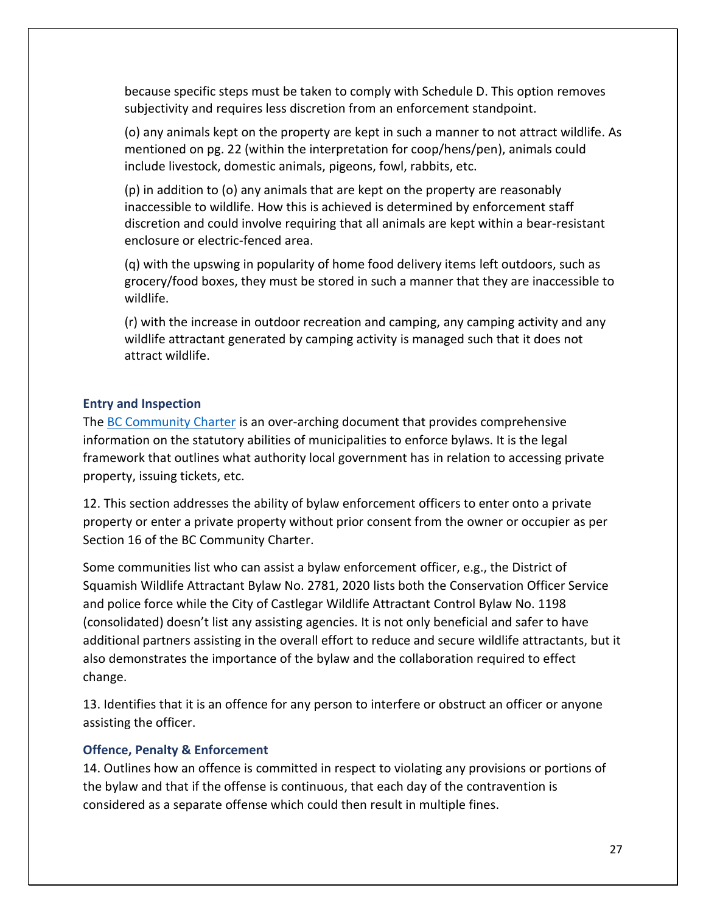because specific steps must be taken to comply with Schedule D. This option removes subjectivity and requires less discretion from an enforcement standpoint.

(o) any animals kept on the property are kept in such a manner to not attract wildlife. As mentioned on pg. 22 (within the interpretation for coop/hens/pen), animals could include livestock, domestic animals, pigeons, fowl, rabbits, etc.

(p) in addition to (o) any animals that are kept on the property are reasonably inaccessible to wildlife. How this is achieved is determined by enforcement staff discretion and could involve requiring that all animals are kept within a bear-resistant enclosure or electric-fenced area.

(q) with the upswing in popularity of home food delivery items left outdoors, such as grocery/food boxes, they must be stored in such a manner that they are inaccessible to wildlife.

(r) with the increase in outdoor recreation and camping, any camping activity and any wildlife attractant generated by camping activity is managed such that it does not attract wildlife.

### Entry and Inspection

The BC Community Charter is an over-arching document that provides comprehensive information on the statutory abilities of municipalities to enforce bylaws. It is the legal framework that outlines what authority local government has in relation to accessing private property, issuing tickets, etc.

12. This section addresses the ability of bylaw enforcement officers to enter onto a private property or enter a private property without prior consent from the owner or occupier as per Section 16 of the BC Community Charter.

Some communities list who can assist a bylaw enforcement officer, e.g., the District of Squamish Wildlife Attractant Bylaw No. 2781, 2020 lists both the Conservation Officer Service and police force while the City of Castlegar Wildlife Attractant Control Bylaw No. 1198 (consolidated) doesn't list any assisting agencies. It is not only beneficial and safer to have additional partners assisting in the overall effort to reduce and secure wildlife attractants, but it also demonstrates the importance of the bylaw and the collaboration required to effect change.

13. Identifies that it is an offence for any person to interfere or obstruct an officer or anyone assisting the officer.

### Offence, Penalty & Enforcement

14. Outlines how an offence is committed in respect to violating any provisions or portions of the bylaw and that if the offense is continuous, that each day of the contravention is considered as a separate offense which could then result in multiple fines.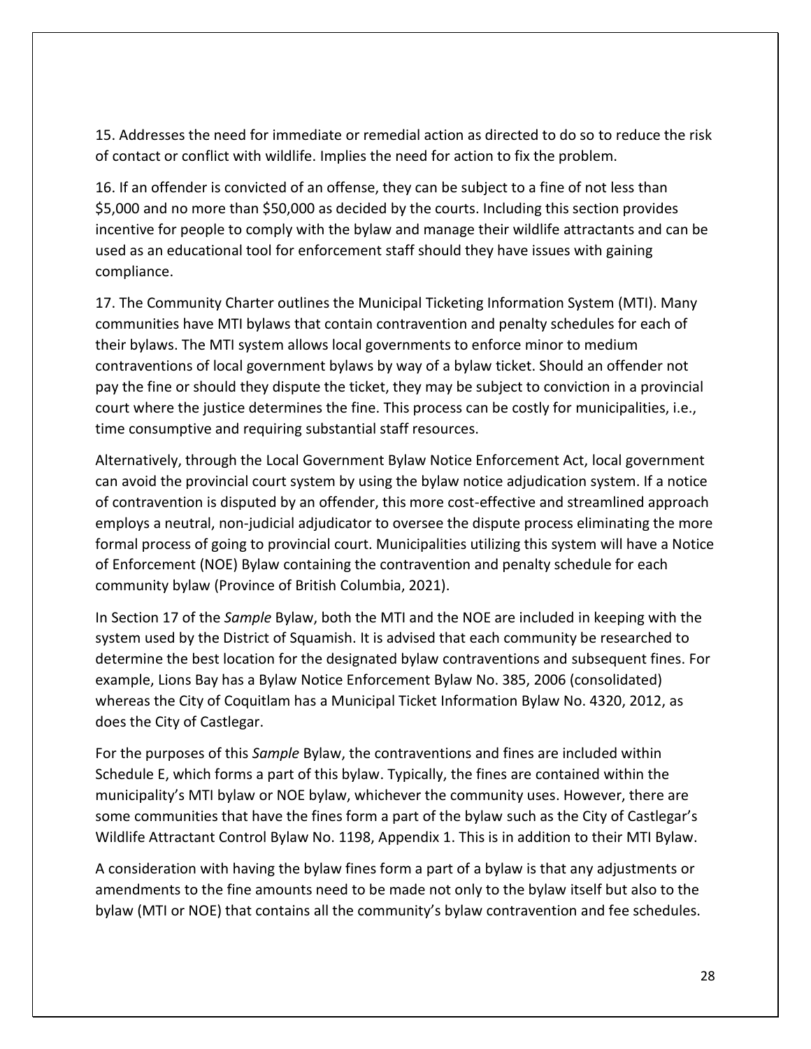15. Addresses the need for immediate or remedial action as directed to do so to reduce the risk of contact or conflict with wildlife. Implies the need for action to fix the problem.

16. If an offender is convicted of an offense, they can be subject to a fine of not less than $5,000 and no more than $50,000 as decided by the courts. Including this section provides incentive for people to comply with the bylaw and manage their wildlife attractants and can be used as an educational tool for enforcement staff should they have issues with gaining compliance.

17. The Community Charter outlines the Municipal Ticketing Information System (MTI). Many communities have MTI bylaws that contain contravention and penalty schedules for each of their bylaws. The MTI system allows local governments to enforce minor to medium contraventions of local government bylaws by way of a bylaw ticket. Should an offender not pay the fine or should they dispute the ticket, they may be subject to conviction in a provincial court where the justice determines the fine. This process can be costly for municipalities, i.e., time consumptive and requiring substantial staff resources.

Alternatively, through the Local Government Bylaw Notice Enforcement Act, local government can avoid the provincial court system by using the bylaw notice adjudication system. If a notice of contravention is disputed by an offender, this more cost-effective and streamlined approach employs a neutral, non-judicial adjudicator to oversee the dispute process eliminating the more formal process of going to provincial court. Municipalities utilizing this system will have a Notice of Enforcement (NOE) Bylaw containing the contravention and penalty schedule for each community bylaw (Province of British Columbia, 2021).

In Section 17 of the *Sample* Bylaw, both the MTI and the NOE are included in keeping with the system used by the District of Squamish. It is advised that each community be researched to determine the best location for the designated bylaw contraventions and subsequent fines. For example, Lions Bay has a Bylaw Notice Enforcement Bylaw No. 385, 2006 (consolidated) whereas the City of Coquitlam has a Municipal Ticket Information Bylaw No. 4320, 2012, as does the City of Castlegar.

For the purposes of this *Sample* Bylaw, the contraventions and fines are included within Schedule E, which forms a part of this bylaw. Typically, the fines are contained within the municipality's MTI bylaw or NOE bylaw, whichever the community uses. However, there are some communities that have the fines form a part of the bylaw such as the City of Castlegar's Wildlife Attractant Control Bylaw No. 1198, Appendix 1. This is in addition to their MTI Bylaw.

A consideration with having the bylaw fines form a part of a bylaw is that any adjustments or amendments to the fine amounts need to be made not only to the bylaw itself but also to the bylaw (MTI or NOE) that contains all the community's bylaw contravention and fee schedules.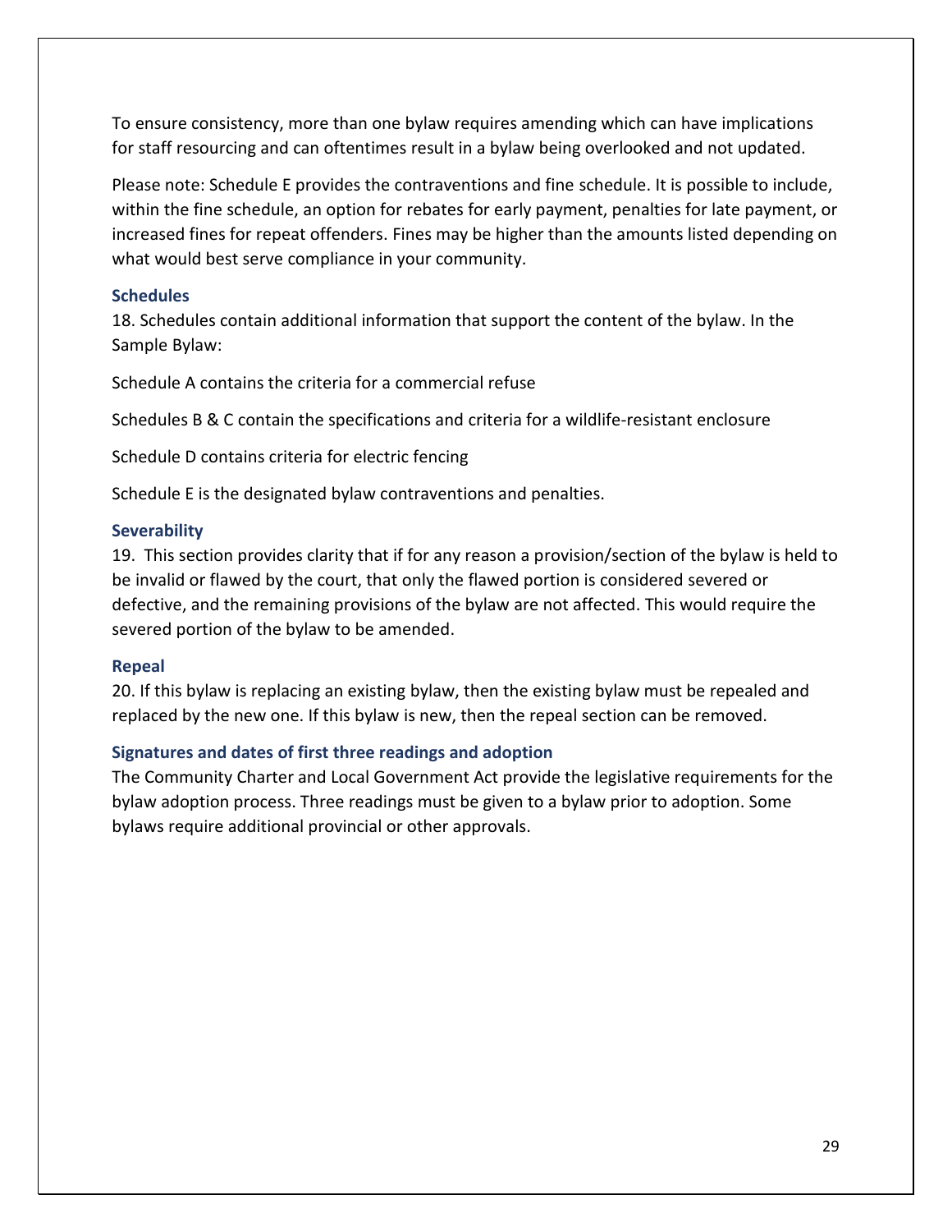To ensure consistency, more than one bylaw requires amending which can have implications for staff resourcing and can oftentimes result in a bylaw being overlooked and not updated.

Please note: Schedule E provides the contraventions and fine schedule. It is possible to include, within the fine schedule, an option for rebates for early payment, penalties for late payment, or increased fines for repeat offenders. Fines may be higher than the amounts listed depending on what would best serve compliance in your community.

### Schedules

18. Schedules contain additional information that support the content of the bylaw. In the Sample Bylaw:

Schedule A contains the criteria for a commercial refuse

Schedules B & C contain the specifications and criteria for a wildlife-resistant enclosure

Schedule D contains criteria for electric fencing

Schedule E is the designated bylaw contraventions and penalties.

### Severability

19. This section provides clarity that if for any reason a provision/section of the bylaw is held to be invalid or flawed by the court, that only the flawed portion is considered severed or defective, and the remaining provisions of the bylaw are not affected. This would require the severed portion of the bylaw to be amended.

### Repeal

20. If this bylaw is replacing an existing bylaw, then the existing bylaw must be repealed and replaced by the new one. If this bylaw is new, then the repeal section can be removed.

### Signatures and dates of first three readings and adoption

The Community Charter and Local Government Act provide the legislative requirements for the bylaw adoption process. Three readings must be given to a bylaw prior to adoption. Some bylaws require additional provincial or other approvals.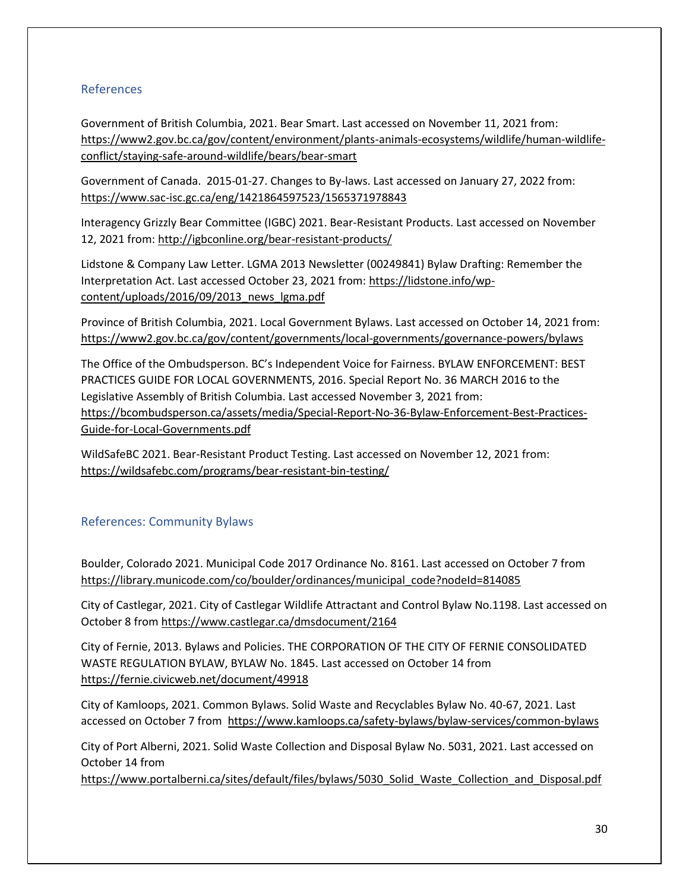## References

Government of British Columbia, 2021. Bear Smart. Last accessed on November 11, 2021 from: https://www2.gov.bc.ca/gov/content/environment/plants-animals-ecosystems/wildlife/human-wildlife-conflict/staying-safe-around-wildlife/bears/bear-smart

Government of Canada. 2015-01-27. Changes to By-laws. Last accessed on January 27, 2022 from: https://www.sac-isc.gc.ca/eng/1421864597523/1565371978843

Interagency Grizzly Bear Committee (IGBC) 2021. Bear-Resistant Products. Last accessed on November 12, 2021 from: http://igbconline.org/bear-resistant-products/

Lidstone & Company Law Letter. LGMA 2013 Newsletter (00249841) Bylaw Drafting: Remember the Interpretation Act. Last accessed October 23, 2021 from: https://lidstone.info/wp-content/uploads/2016/09/2013_news_lgma.pdf

Province of British Columbia, 2021. Local Government Bylaws. Last accessed on October 14, 2021 from: https://www2.gov.bc.ca/gov/content/governments/local-governments/governance-powers/bylaws

The Office of the Ombudsperson. BC's Independent Voice for Fairness. BYLAW ENFORCEMENT: BEST PRACTICES GUIDE FOR LOCAL GOVERNMENTS, 2016. Special Report No. 36 MARCH 2016 to the Legislative Assembly of British Columbia. Last accessed November 3, 2021 from: https://bcombudsperson.ca/assets/media/Special-Report-No-36-Bylaw-Enforcement-Best-Practices-Guide-for-Local-Governments.pdf

WildSafeBC 2021. Bear-Resistant Product Testing. Last accessed on November 12, 2021 from: https://wildsafebc.com/programs/bear-resistant-bin-testing/

## References: Community Bylaws

Boulder, Colorado 2021. Municipal Code 2017 Ordinance No. 8161. Last accessed on October 7 from https://library.municode.com/co/boulder/ordinances/municipal_code?nodeId=814085

City of Castlegar, 2021. City of Castlegar Wildlife Attractant and Control Bylaw No.1198. Last accessed on October 8 from https://www.castlegar.ca/dmsdocument/2164

City of Fernie, 2013. Bylaws and Policies. THE CORPORATION OF THE CITY OF FERNIE CONSOLIDATED WASTE REGULATION BYLAW, BYLAW No. 1845. Last accessed on October 14 from https://fernie.civicweb.net/document/49918

City of Kamloops, 2021. Common Bylaws. Solid Waste and Recyclables Bylaw No. 40-67, 2021. Last accessed on October 7 from https://www.kamloops.ca/safety-bylaws/bylaw-services/common-bylaws

City of Port Alberni, 2021. Solid Waste Collection and Disposal Bylaw No. 5031, 2021. Last accessed on October 14 from https://www.portalberni.ca/sites/default/files/bylaws/5030_Solid_Waste_Collection_and_Disposal.pdf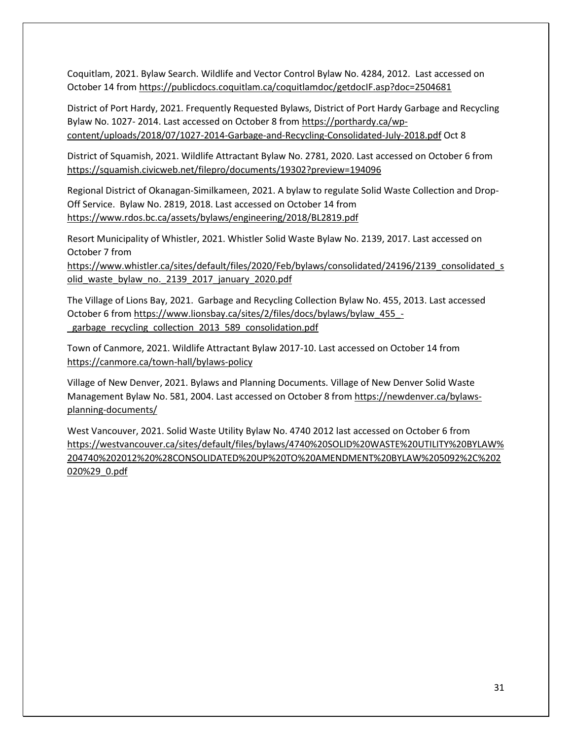Coquitlam, 2021. Bylaw Search. Wildlife and Vector Control Bylaw No. 4284, 2012. Last accessed on October 14 from https://publicdocs.coquitlam.ca/coquitlamdoc/getdocIF.asp?doc=2504681

District of Port Hardy, 2021. Frequently Requested Bylaws, District of Port Hardy Garbage and Recycling Bylaw No. 1027- 2014. Last accessed on October 8 from https://porthardy.ca/wp-content/uploads/2018/07/1027-2014-Garbage-and-Recycling-Consolidated-July-2018.pdf Oct 8

District of Squamish, 2021. Wildlife Attractant Bylaw No. 2781, 2020. Last accessed on October 6 from https://squamish.civicweb.net/filepro/documents/19302?preview=194096

Regional District of Okanagan-Similkameen, 2021. A bylaw to regulate Solid Waste Collection and Drop-Off Service. Bylaw No. 2819, 2018. Last accessed on October 14 from https://www.rdos.bc.ca/assets/bylaws/engineering/2018/BL2819.pdf

Resort Municipality of Whistler, 2021. Whistler Solid Waste Bylaw No. 2139, 2017. Last accessed on October 7 from https://www.whistler.ca/sites/default/files/2020/Feb/bylaws/consolidated/24196/2139_consolidated_solid_waste_bylaw_no._2139_2017_january_2020.pdf

The Village of Lions Bay, 2021. Garbage and Recycling Collection Bylaw No. 455, 2013. Last accessed October 6 from https://www.lionsbay.ca/sites/2/files/docs/bylaws/bylaw_455_-_garbage_recycling_collection_2013_589_consolidation.pdf

Town of Canmore, 2021. Wildlife Attractant Bylaw 2017-10. Last accessed on October 14 from https://canmore.ca/town-hall/bylaws-policy

Village of New Denver, 2021. Bylaws and Planning Documents. Village of New Denver Solid Waste Management Bylaw No. 581, 2004. Last accessed on October 8 from https://newdenver.ca/bylaws-planning-documents/

West Vancouver, 2021. Solid Waste Utility Bylaw No. 4740 2012 last accessed on October 6 from https://westvancouver.ca/sites/default/files/bylaws/4740%20SOLID%20WASTE%20UTILITY%20BYLAW%204740%202012%20%28CONSOLIDATED%20UP%20TO%20AMENDMENT%20BYLAW%205092%2C%202020%29_0.pdf